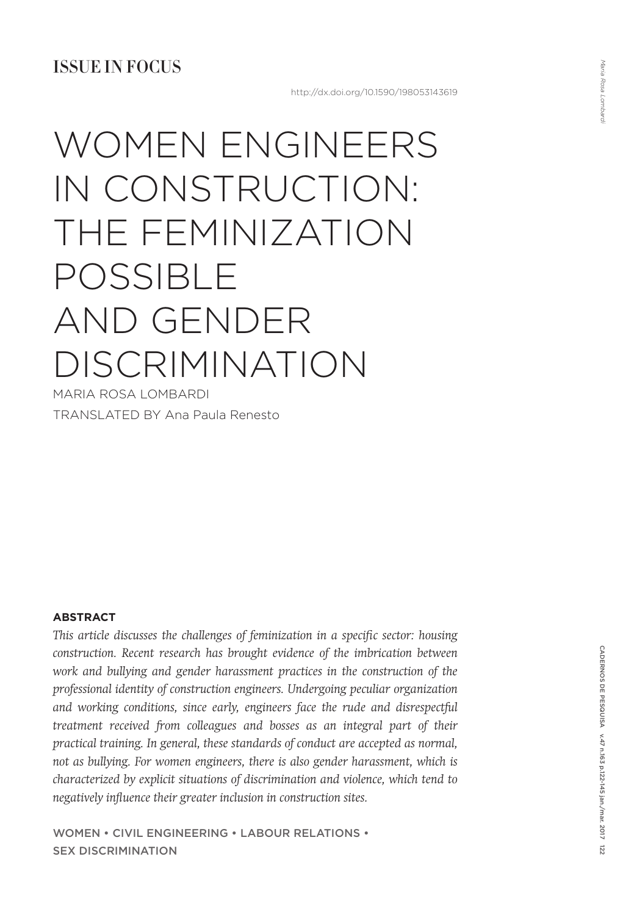ISSUE IN FOCUS

http://dx.doi.org/10.1590/198053143619

# WOMEN ENGINEERS IN CONSTRUCTION: THE FEMINIZATION POSSIBLE AND GENDER DISCRIMINATION

MARIA ROSA LOMBARDI

TRANSLATED BY Ana Paula Renesto

**ABSTRACT**

*This article discusses the challenges of feminization in a specific sector: housing construction. Recent research has brought evidence of the imbrication between work and bullying and gender harassment practices in the construction of the professional identity of construction engineers. Undergoing peculiar organization and working conditions, since early, engineers face the rude and disrespectful treatment received from colleagues and bosses as an integral part of their practical training. In general, these standards of conduct are accepted as normal, not as bullying. For women engineers, there is also gender harassment, which is characterized by explicit situations of discrimination and violence, which tend to negatively influence their greater inclusion in construction sites.*

WOMEN • CIVIL ENGINEERING • LABOUR RELATIONS • SEX DISCRIMINATION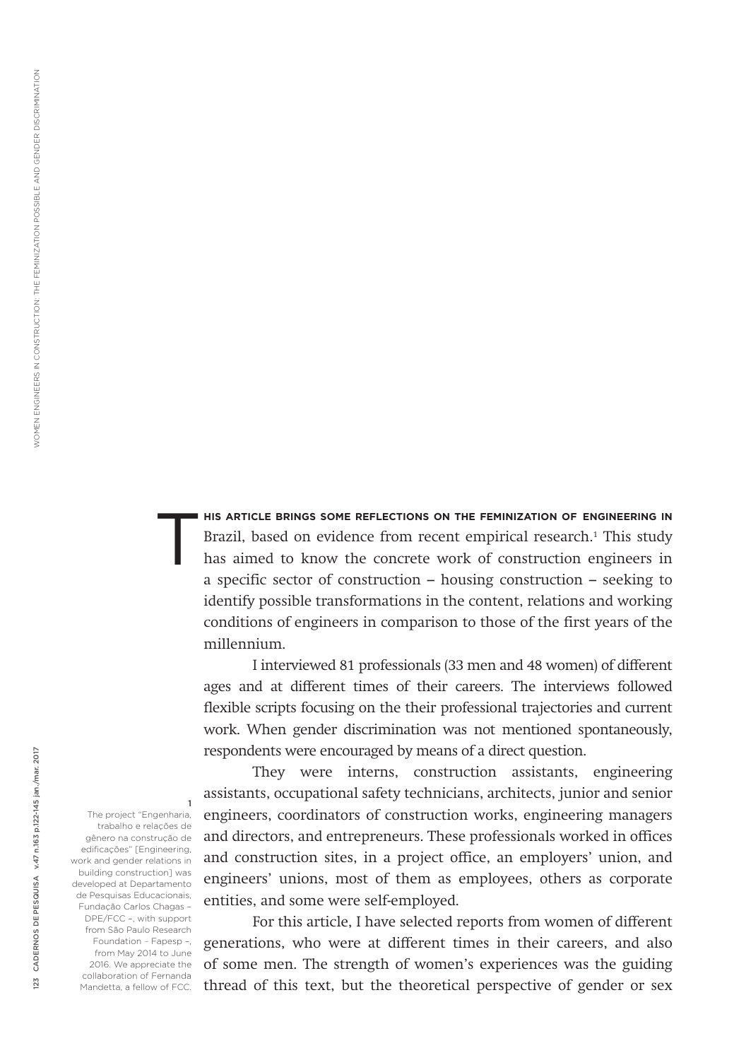THIS ARTICLE BRINGS SOME REFLECTIONS ON THE FEMINIZATION OF ENGINEERING IN Brazil, based on evidence from recent empirical research.[1] This study has aimed to know the concrete work of construction engineers in a specific sector of construction – housing construction – seeking to identify possible transformations in the content, relations and working conditions of engineers in comparison to those of the first years of the millennium.

I interviewed 81 professionals (33 men and 48 women) of different ages and at different times of their careers. The interviews followed flexible scripts focusing on the their professional trajectories and current work. When gender discrimination was not mentioned spontaneously, respondents were encouraged by means of a direct question.

They were interns, construction assistants, engineering assistants, occupational safety technicians, architects, junior and senior engineers, coordinators of construction works, engineering managers and directors, and entrepreneurs. These professionals worked in offices and construction sites, in a project office, an employers' union, and engineers' unions, most of them as employees, others as corporate entities, and some were self-employed.

For this article, I have selected reports from women of different generations, who were at different times in their careers, and also of some men. The strength of women's experiences was the guiding thread of this text, but the theoretical perspective of gender or sex

1 The project "Engenharia, trabalho e relações de gênero na construção de edificações" [Engineering, work and gender relations in building construction] was developed at Departamento de Pesquisas Educacionais, Fundação Carlos Chagas – DPE/FCC –, with support from São Paulo Research Foundation – Fapesp –, from May 2014 to June 2016. We appreciate the collaboration of Fernanda Mandetta, a fellow of FCC.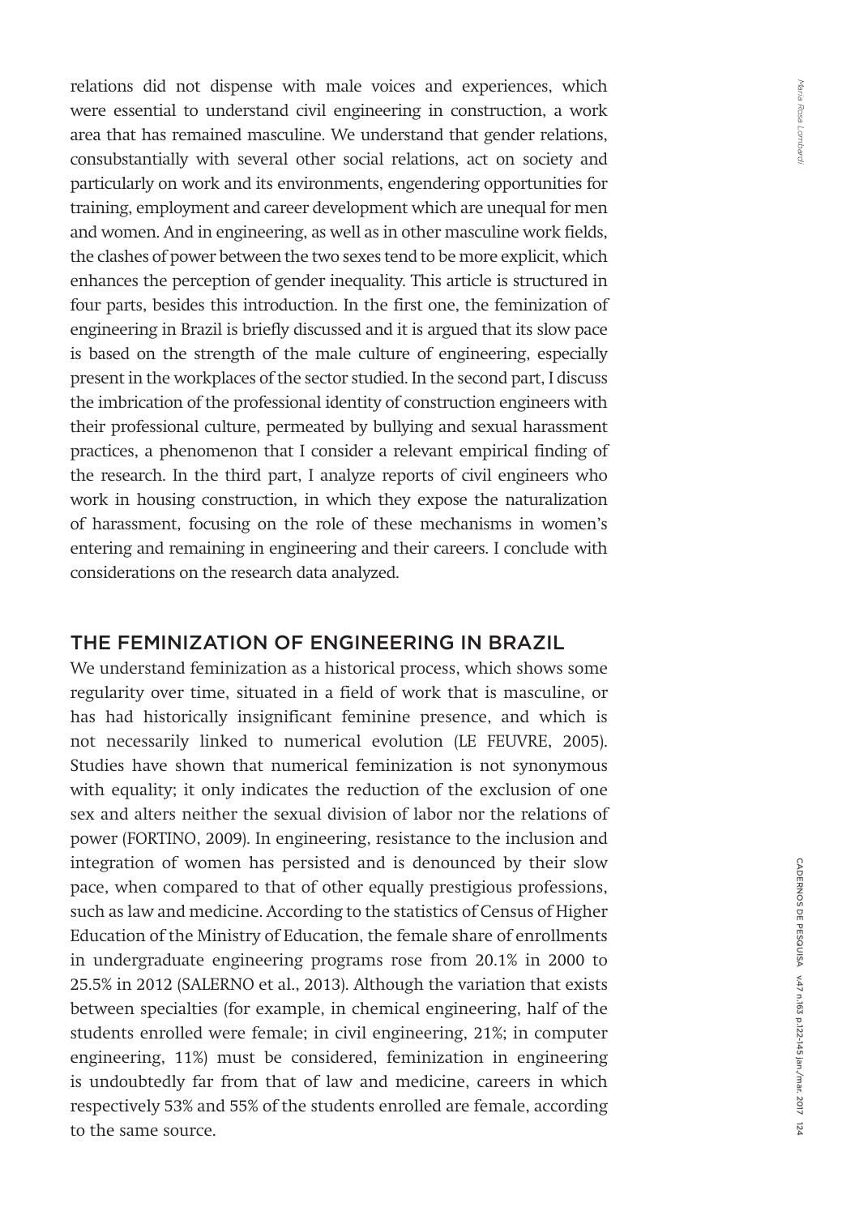relations did not dispense with male voices and experiences, which were essential to understand civil engineering in construction, a work area that has remained masculine. We understand that gender relations, consubstantially with several other social relations, act on society and particularly on work and its environments, engendering opportunities for training, employment and career development which are unequal for men and women. And in engineering, as well as in other masculine work fields, the clashes of power between the two sexes tend to be more explicit, which enhances the perception of gender inequality. This article is structured in four parts, besides this introduction. In the first one, the feminization of engineering in Brazil is briefly discussed and it is argued that its slow pace is based on the strength of the male culture of engineering, especially present in the workplaces of the sector studied. In the second part, I discuss the imbrication of the professional identity of construction engineers with their professional culture, permeated by bullying and sexual harassment practices, a phenomenon that I consider a relevant empirical finding of the research. In the third part, I analyze reports of civil engineers who work in housing construction, in which they expose the naturalization of harassment, focusing on the role of these mechanisms in women's entering and remaining in engineering and their careers. I conclude with considerations on the research data analyzed.

## THE FEMINIZATION OF ENGINEERING IN BRAZIL

We understand feminization as a historical process, which shows some regularity over time, situated in a field of work that is masculine, or has had historically insignificant feminine presence, and which is not necessarily linked to numerical evolution (LE FEUVRE, 2005). Studies have shown that numerical feminization is not synonymous with equality; it only indicates the reduction of the exclusion of one sex and alters neither the sexual division of labor nor the relations of power (FORTINO, 2009). In engineering, resistance to the inclusion and integration of women has persisted and is denounced by their slow pace, when compared to that of other equally prestigious professions, such as law and medicine. According to the statistics of Census of Higher Education of the Ministry of Education, the female share of enrollments in undergraduate engineering programs rose from 20.1% in 2000 to 25.5% in 2012 (SALERNO et al., 2013). Although the variation that exists between specialties (for example, in chemical engineering, half of the students enrolled were female; in civil engineering, 21%; in computer engineering, 11%) must be considered, feminization in engineering is undoubtedly far from that of law and medicine, careers in which respectively 53% and 55% of the students enrolled are female, according to the same source.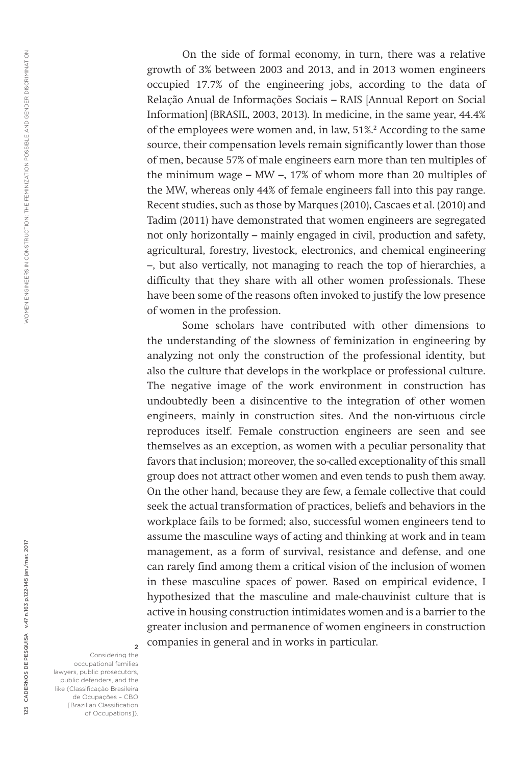On the side of formal economy, in turn, there was a relative growth of 3% between 2003 and 2013, and in 2013 women engineers occupied 17.7% of the engineering jobs, according to the data of Relação Anual de Informações Sociais – RAIS [Annual Report on Social Information] (BRASIL, 2003, 2013). In medicine, in the same year, 44.4% of the employees were women and, in law, 51%.[2] According to the same source, their compensation levels remain significantly lower than those of men, because 57% of male engineers earn more than ten multiples of the minimum wage – MW –, 17% of whom more than 20 multiples of the MW, whereas only 44% of female engineers fall into this pay range. Recent studies, such as those by Marques (2010), Cascaes et al. (2010) and Tadim (2011) have demonstrated that women engineers are segregated not only horizontally – mainly engaged in civil, production and safety, agricultural, forestry, livestock, electronics, and chemical engineering –, but also vertically, not managing to reach the top of hierarchies, a difficulty that they share with all other women professionals. These have been some of the reasons often invoked to justify the low presence of women in the profession.

Some scholars have contributed with other dimensions to the understanding of the slowness of feminization in engineering by analyzing not only the construction of the professional identity, but also the culture that develops in the workplace or professional culture. The negative image of the work environment in construction has undoubtedly been a disincentive to the integration of other women engineers, mainly in construction sites. And the non-virtuous circle reproduces itself. Female construction engineers are seen and see themselves as an exception, as women with a peculiar personality that favors that inclusion; moreover, the so-called exceptionality of this small group does not attract other women and even tends to push them away. On the other hand, because they are few, a female collective that could seek the actual transformation of practices, beliefs and behaviors in the workplace fails to be formed; also, successful women engineers tend to assume the masculine ways of acting and thinking at work and in team management, as a form of survival, resistance and defense, and one can rarely find among them a critical vision of the inclusion of women in these masculine spaces of power. Based on empirical evidence, I hypothesized that the masculine and male-chauvinist culture that is active in housing construction intimidates women and is a barrier to the greater inclusion and permanence of women engineers in construction companies in general and in works in particular.

[2] Considering the occupational families lawyers, public prosecutors, public defenders, and the like (Classificação Brasileira de Ocupações – CBO [Brazilian Classification of Occupations]).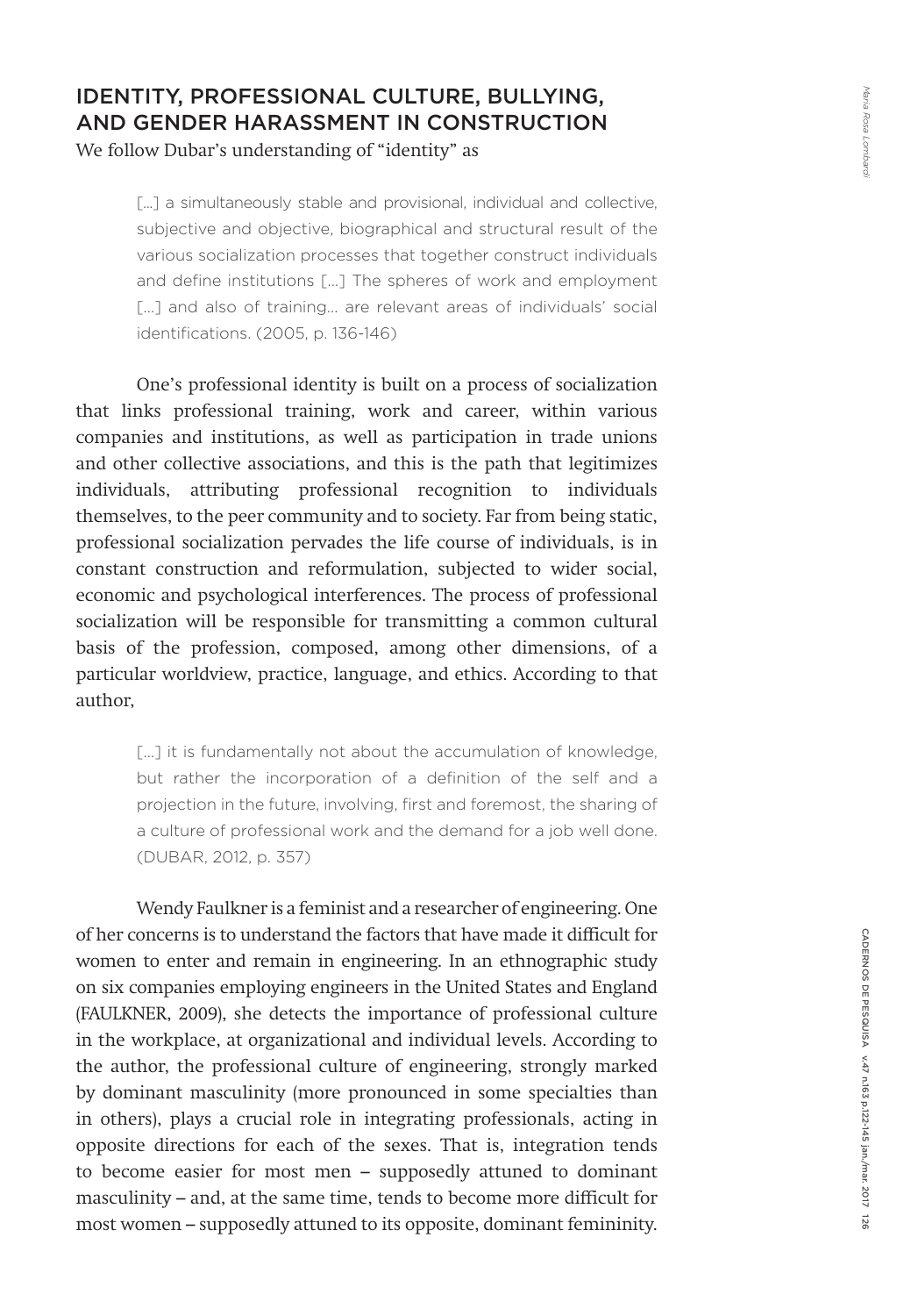## IDENTITY, PROFESSIONAL CULTURE, BULLYING, AND GENDER HARASSMENT IN CONSTRUCTION

We follow Dubar's understanding of "identity" as

> [...] a simultaneously stable and provisional, individual and collective, subjective and objective, biographical and structural result of the various socialization processes that together construct individuals and define institutions [...] The spheres of work and employment [...] and also of training... are relevant areas of individuals' social identifications. (2005, p. 136-146)

One's professional identity is built on a process of socialization that links professional training, work and career, within various companies and institutions, as well as participation in trade unions and other collective associations, and this is the path that legitimizes individuals, attributing professional recognition to individuals themselves, to the peer community and to society. Far from being static, professional socialization pervades the life course of individuals, is in constant construction and reformulation, subjected to wider social, economic and psychological interferences. The process of professional socialization will be responsible for transmitting a common cultural basis of the profession, composed, among other dimensions, of a particular worldview, practice, language, and ethics. According to that author,

> [...] it is fundamentally not about the accumulation of knowledge, but rather the incorporation of a definition of the self and a projection in the future, involving, first and foremost, the sharing of a culture of professional work and the demand for a job well done. (DUBAR, 2012, p. 357)

Wendy Faulkner is a feminist and a researcher of engineering. One of her concerns is to understand the factors that have made it difficult for women to enter and remain in engineering. In an ethnographic study on six companies employing engineers in the United States and England (FAULKNER, 2009), she detects the importance of professional culture in the workplace, at organizational and individual levels. According to the author, the professional culture of engineering, strongly marked by dominant masculinity (more pronounced in some specialties than in others), plays a crucial role in integrating professionals, acting in opposite directions for each of the sexes. That is, integration tends to become easier for most men – supposedly attuned to dominant masculinity – and, at the same time, tends to become more difficult for most women – supposedly attuned to its opposite, dominant femininity.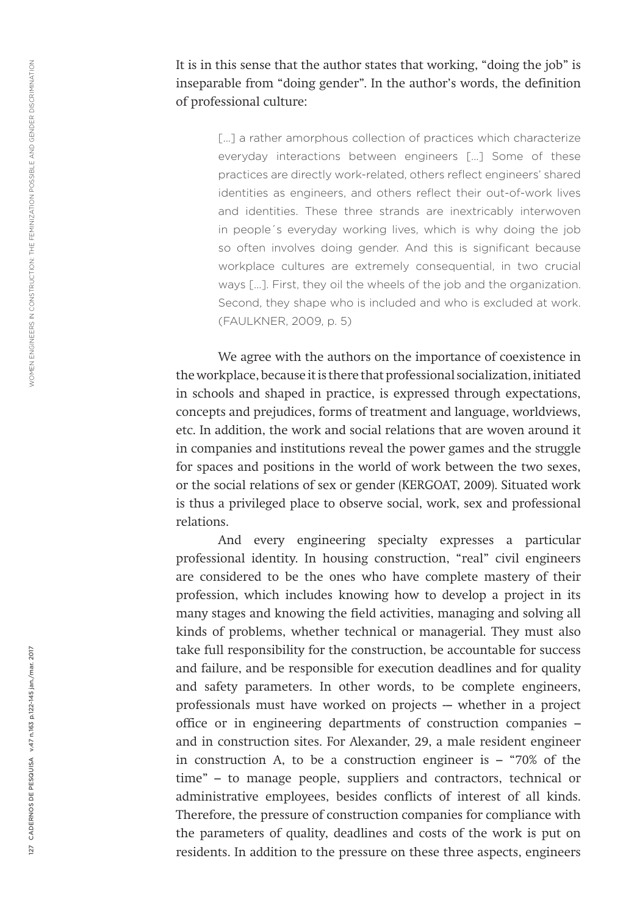It is in this sense that the author states that working, "doing the job" is inseparable from "doing gender". In the author's words, the definition of professional culture:

> [...] a rather amorphous collection of practices which characterize everyday interactions between engineers [...] Some of these practices are directly work-related, others reflect engineers' shared identities as engineers, and others reflect their out-of-work lives and identities. These three strands are inextricably interwoven in people´s everyday working lives, which is why doing the job so often involves doing gender. And this is significant because workplace cultures are extremely consequential, in two crucial ways [...]. First, they oil the wheels of the job and the organization. Second, they shape who is included and who is excluded at work. (FAULKNER, 2009, p. 5)

We agree with the authors on the importance of coexistence in the workplace, because it is there that professional socialization, initiated in schools and shaped in practice, is expressed through expectations, concepts and prejudices, forms of treatment and language, worldviews, etc. In addition, the work and social relations that are woven around it in companies and institutions reveal the power games and the struggle for spaces and positions in the world of work between the two sexes, or the social relations of sex or gender (KERGOAT, 2009). Situated work is thus a privileged place to observe social, work, sex and professional relations.

And every engineering specialty expresses a particular professional identity. In housing construction, "real" civil engineers are considered to be the ones who have complete mastery of their profession, which includes knowing how to develop a project in its many stages and knowing the field activities, managing and solving all kinds of problems, whether technical or managerial. They must also take full responsibility for the construction, be accountable for success and failure, and be responsible for execution deadlines and for quality and safety parameters. In other words, to be complete engineers, professionals must have worked on projects –– whether in a project office or in engineering departments of construction companies – and in construction sites. For Alexander, 29, a male resident engineer in construction A, to be a construction engineer is – "70% of the time" – to manage people, suppliers and contractors, technical or administrative employees, besides conflicts of interest of all kinds. Therefore, the pressure of construction companies for compliance with the parameters of quality, deadlines and costs of the work is put on residents. In addition to the pressure on these three aspects, engineers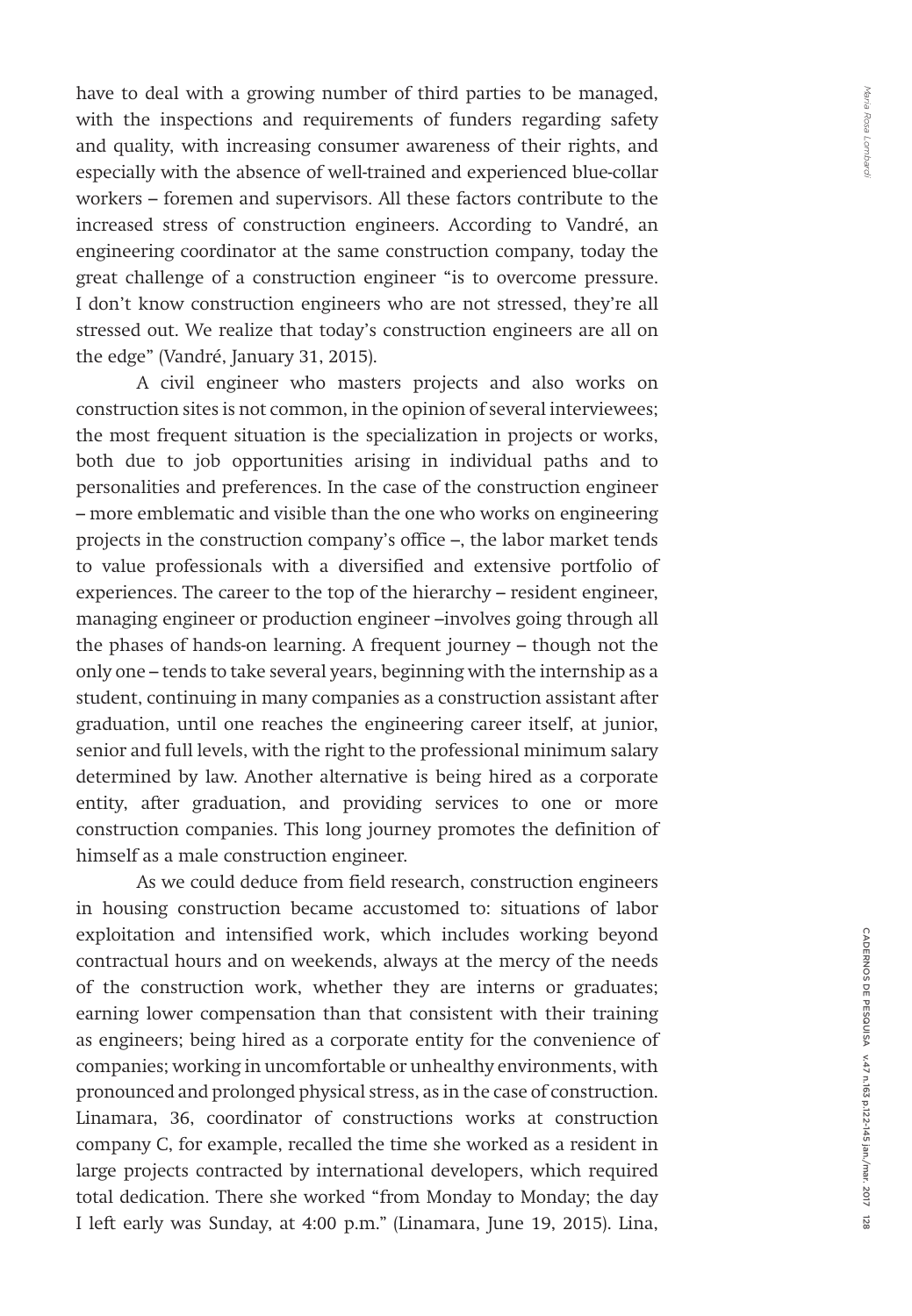have to deal with a growing number of third parties to be managed, with the inspections and requirements of funders regarding safety and quality, with increasing consumer awareness of their rights, and especially with the absence of well-trained and experienced blue-collar workers – foremen and supervisors. All these factors contribute to the increased stress of construction engineers. According to Vandré, an engineering coordinator at the same construction company, today the great challenge of a construction engineer "is to overcome pressure. I don't know construction engineers who are not stressed, they're all stressed out. We realize that today's construction engineers are all on the edge" (Vandré, January 31, 2015).

A civil engineer who masters projects and also works on construction sites is not common, in the opinion of several interviewees; the most frequent situation is the specialization in projects or works, both due to job opportunities arising in individual paths and to personalities and preferences. In the case of the construction engineer – more emblematic and visible than the one who works on engineering projects in the construction company's office –, the labor market tends to value professionals with a diversified and extensive portfolio of experiences. The career to the top of the hierarchy – resident engineer, managing engineer or production engineer –involves going through all the phases of hands-on learning. A frequent journey – though not the only one – tends to take several years, beginning with the internship as a student, continuing in many companies as a construction assistant after graduation, until one reaches the engineering career itself, at junior, senior and full levels, with the right to the professional minimum salary determined by law. Another alternative is being hired as a corporate entity, after graduation, and providing services to one or more construction companies. This long journey promotes the definition of himself as a male construction engineer.

As we could deduce from field research, construction engineers in housing construction became accustomed to: situations of labor exploitation and intensified work, which includes working beyond contractual hours and on weekends, always at the mercy of the needs of the construction work, whether they are interns or graduates; earning lower compensation than that consistent with their training as engineers; being hired as a corporate entity for the convenience of companies; working in uncomfortable or unhealthy environments, with pronounced and prolonged physical stress, as in the case of construction. Linamara, 36, coordinator of constructions works at construction company C, for example, recalled the time she worked as a resident in large projects contracted by international developers, which required total dedication. There she worked "from Monday to Monday; the day I left early was Sunday, at 4:00 p.m." (Linamara, June 19, 2015). Lina,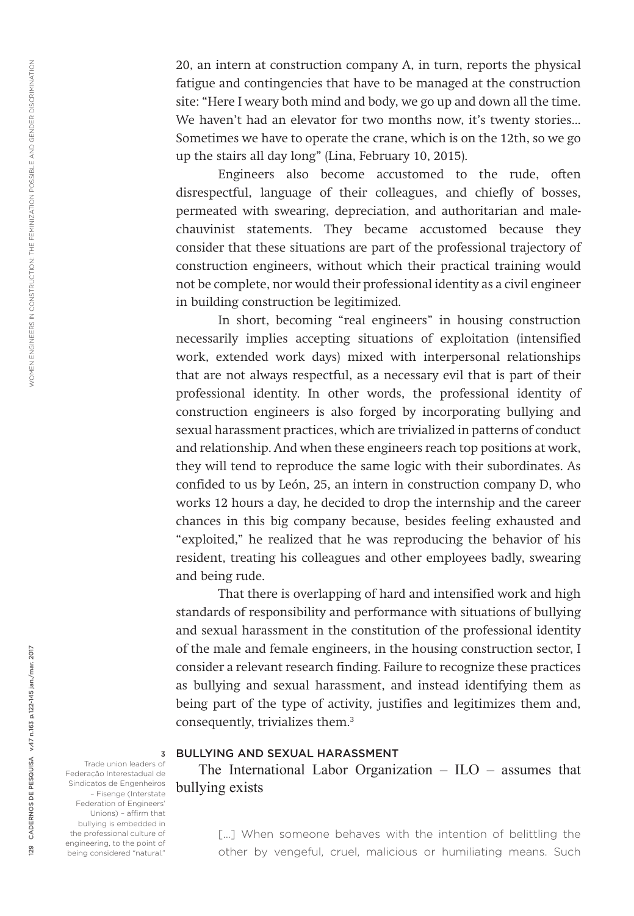20, an intern at construction company A, in turn, reports the physical fatigue and contingencies that have to be managed at the construction site: "Here I weary both mind and body, we go up and down all the time. We haven't had an elevator for two months now, it's twenty stories... Sometimes we have to operate the crane, which is on the 12th, so we go up the stairs all day long" (Lina, February 10, 2015).

Engineers also become accustomed to the rude, often disrespectful, language of their colleagues, and chiefly of bosses, permeated with swearing, depreciation, and authoritarian and male-chauvinist statements. They became accustomed because they consider that these situations are part of the professional trajectory of construction engineers, without which their practical training would not be complete, nor would their professional identity as a civil engineer in building construction be legitimized.

In short, becoming "real engineers" in housing construction necessarily implies accepting situations of exploitation (intensified work, extended work days) mixed with interpersonal relationships that are not always respectful, as a necessary evil that is part of their professional identity. In other words, the professional identity of construction engineers is also forged by incorporating bullying and sexual harassment practices, which are trivialized in patterns of conduct and relationship. And when these engineers reach top positions at work, they will tend to reproduce the same logic with their subordinates. As confided to us by León, 25, an intern in construction company D, who works 12 hours a day, he decided to drop the internship and the career chances in this big company because, besides feeling exhausted and "exploited," he realized that he was reproducing the behavior of his resident, treating his colleagues and other employees badly, swearing and being rude.

That there is overlapping of hard and intensified work and high standards of responsibility and performance with situations of bullying and sexual harassment in the constitution of the professional identity of the male and female engineers, in the housing construction sector, I consider a relevant research finding. Failure to recognize these practices as bullying and sexual harassment, and instead identifying them as being part of the type of activity, justifies and legitimizes them and, consequently, trivializes them.[3]

## BULLYING AND SEXUAL HARASSMENT

The International Labor Organization – ILO – assumes that bullying exists

> [...] When someone behaves with the intention of belittling the other by vengeful, cruel, malicious or humiliating means. Such

[3] Trade union leaders of Federação Interestadual de Sindicatos de Engenheiros – Fisenge (Interstate Federation of Engineers' Unions) – affirm that bullying is embedded in the professional culture of engineering, to the point of being considered "natural."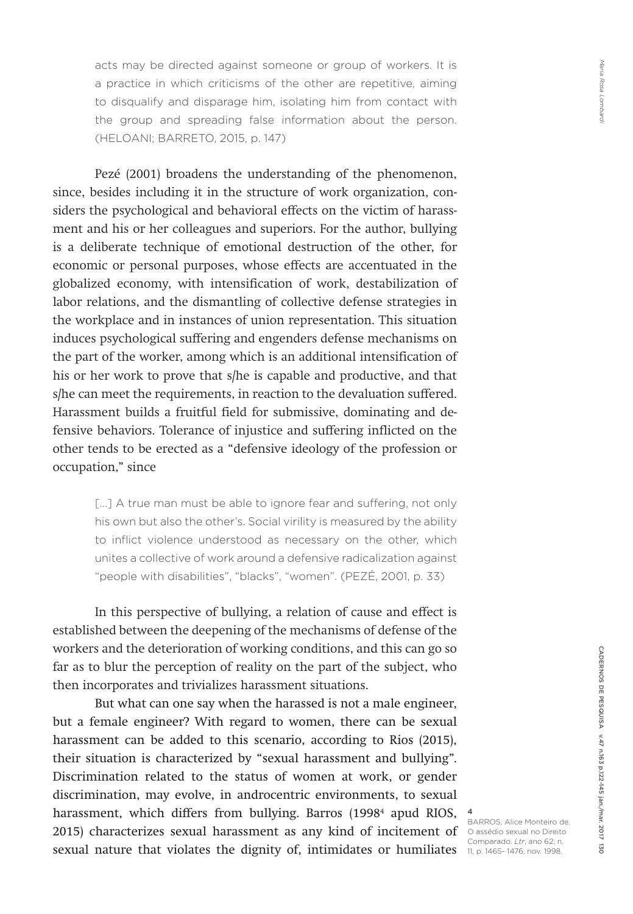> acts may be directed against someone or group of workers. It is a practice in which criticisms of the other are repetitive, aiming to disqualify and disparage him, isolating him from contact with the group and spreading false information about the person. (HELOANI; BARRETO, 2015, p. 147)

Pezé (2001) broadens the understanding of the phenomenon, since, besides including it in the structure of work organization, considers the psychological and behavioral effects on the victim of harassment and his or her colleagues and superiors. For the author, bullying is a deliberate technique of emotional destruction of the other, for economic or personal purposes, whose effects are accentuated in the globalized economy, with intensification of work, destabilization of labor relations, and the dismantling of collective defense strategies in the workplace and in instances of union representation. This situation induces psychological suffering and engenders defense mechanisms on the part of the worker, among which is an additional intensification of his or her work to prove that s/he is capable and productive, and that s/he can meet the requirements, in reaction to the devaluation suffered. Harassment builds a fruitful field for submissive, dominating and defensive behaviors. Tolerance of injustice and suffering inflicted on the other tends to be erected as a "defensive ideology of the profession or occupation," since

> [...] A true man must be able to ignore fear and suffering, not only his own but also the other's. Social virility is measured by the ability to inflict violence understood as necessary on the other, which unites a collective of work around a defensive radicalization against "people with disabilities", "blacks", "women". (PEZÉ, 2001, p. 33)

In this perspective of bullying, a relation of cause and effect is established between the deepening of the mechanisms of defense of the workers and the deterioration of working conditions, and this can go so far as to blur the perception of reality on the part of the subject, who then incorporates and trivializes harassment situations.

But what can one say when the harassed is not a male engineer, but a female engineer? With regard to women, there can be sexual harassment can be added to this scenario, according to Rios (2015), their situation is characterized by "sexual harassment and bullying". Discrimination related to the status of women at work, or gender discrimination, may evolve, in androcentric environments, to sexual harassment, which differs from bullying. Barros (1998[4] apud RIOS, 2015) characterizes sexual harassment as any kind of incitement of sexual nature that violates the dignity of, intimidates or humiliates

[4] BARROS, Alice Monteiro de. O assédio sexual no Direito Comparado. *Ltr*, ano 62, n. 11, p. 1465- 1476, nov. 1998.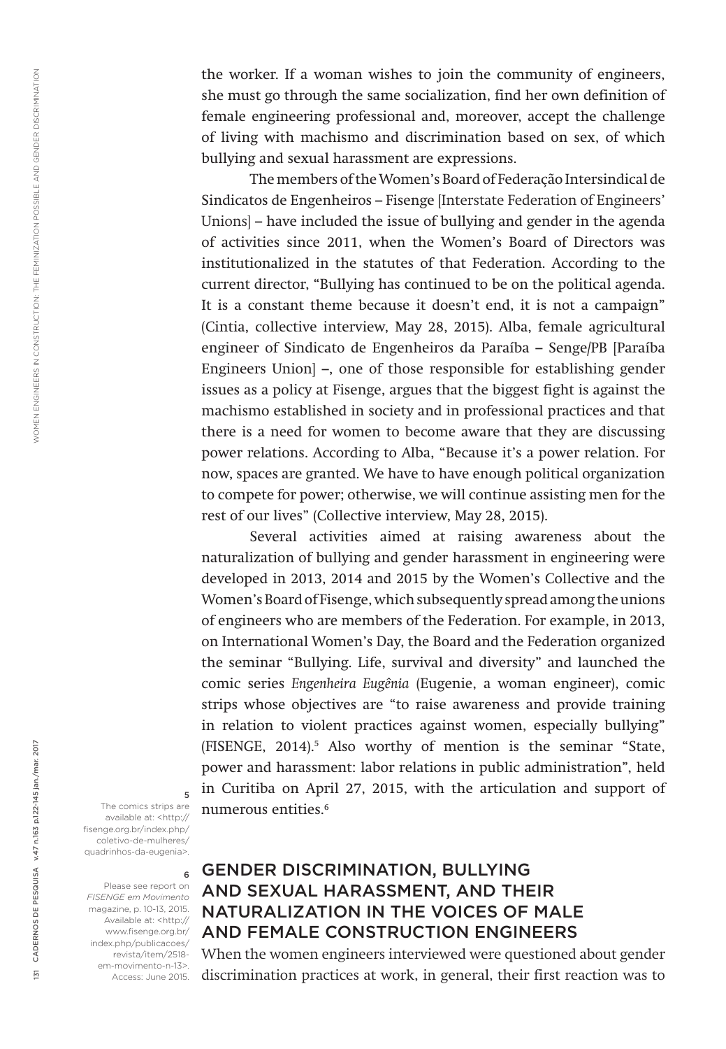the worker. If a woman wishes to join the community of engineers, she must go through the same socialization, find her own definition of female engineering professional and, moreover, accept the challenge of living with machismo and discrimination based on sex, of which bullying and sexual harassment are expressions.

The members of the Women's Board of Federação Intersindical de Sindicatos de Engenheiros – Fisenge [Interstate Federation of Engineers' Unions] – have included the issue of bullying and gender in the agenda of activities since 2011, when the Women's Board of Directors was institutionalized in the statutes of that Federation. According to the current director, "Bullying has continued to be on the political agenda. It is a constant theme because it doesn't end, it is not a campaign" (Cintia, collective interview, May 28, 2015). Alba, female agricultural engineer of Sindicato de Engenheiros da Paraíba – Senge/PB [Paraíba Engineers Union] –, one of those responsible for establishing gender issues as a policy at Fisenge, argues that the biggest fight is against the machismo established in society and in professional practices and that there is a need for women to become aware that they are discussing power relations. According to Alba, "Because it's a power relation. For now, spaces are granted. We have to have enough political organization to compete for power; otherwise, we will continue assisting men for the rest of our lives" (Collective interview, May 28, 2015).

Several activities aimed at raising awareness about the naturalization of bullying and gender harassment in engineering were developed in 2013, 2014 and 2015 by the Women's Collective and the Women's Board of Fisenge, which subsequently spread among the unions of engineers who are members of the Federation. For example, in 2013, on International Women's Day, the Board and the Federation organized the seminar "Bullying. Life, survival and diversity" and launched the comic series *Engenheira Eugênia* (Eugenie, a woman engineer), comic strips whose objectives are "to raise awareness and provide training in relation to violent practices against women, especially bullying" (FISENGE, 2014).[5] Also worthy of mention is the seminar "State, power and harassment: labor relations in public administration", held in Curitiba on April 27, 2015, with the articulation and support of numerous entities.[6]

[5] The comics strips are available at: <http://fisenge.org.br/index.php/coletivo-de-mulheres/quadrinhos-da-eugenia>.

[6] Please see report on *FISENGE em Movimento* magazine, p. 10-13, 2015. Available at: <http://www.fisenge.org.br/index.php/publicacoes/revista/item/2518-em-movimento-n-13>. Access: June 2015.

## GENDER DISCRIMINATION, BULLYING AND SEXUAL HARASSMENT, AND THEIR NATURALIZATION IN THE VOICES OF MALE AND FEMALE CONSTRUCTION ENGINEERS

When the women engineers interviewed were questioned about gender discrimination practices at work, in general, their first reaction was to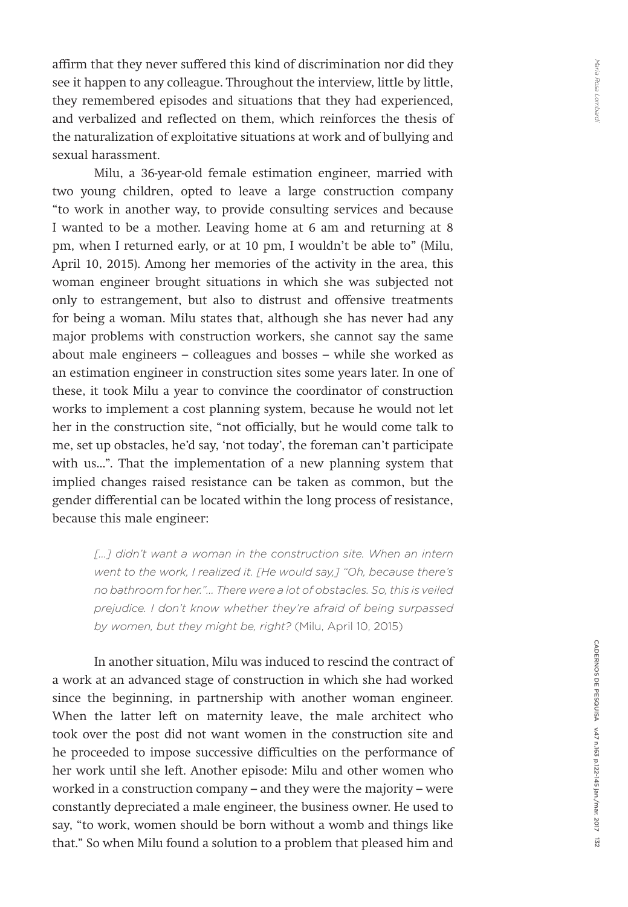affirm that they never suffered this kind of discrimination nor did they see it happen to any colleague. Throughout the interview, little by little, they remembered episodes and situations that they had experienced, and verbalized and reflected on them, which reinforces the thesis of the naturalization of exploitative situations at work and of bullying and sexual harassment.

Milu, a 36-year-old female estimation engineer, married with two young children, opted to leave a large construction company "to work in another way, to provide consulting services and because I wanted to be a mother. Leaving home at 6 am and returning at 8 pm, when I returned early, or at 10 pm, I wouldn't be able to" (Milu, April 10, 2015). Among her memories of the activity in the area, this woman engineer brought situations in which she was subjected not only to estrangement, but also to distrust and offensive treatments for being a woman. Milu states that, although she has never had any major problems with construction workers, she cannot say the same about male engineers – colleagues and bosses – while she worked as an estimation engineer in construction sites some years later. In one of these, it took Milu a year to convince the coordinator of construction works to implement a cost planning system, because he would not let her in the construction site, "not officially, but he would come talk to me, set up obstacles, he'd say, 'not today', the foreman can't participate with us...". That the implementation of a new planning system that implied changes raised resistance can be taken as common, but the gender differential can be located within the long process of resistance, because this male engineer:

> *[...] didn't want a woman in the construction site. When an intern went to the work, I realized it. [He would say,] "Oh, because there's no bathroom for her."... There were a lot of obstacles. So, this is veiled prejudice. I don't know whether they're afraid of being surpassed by women, but they might be, right?* (Milu, April 10, 2015)

In another situation, Milu was induced to rescind the contract of a work at an advanced stage of construction in which she had worked since the beginning, in partnership with another woman engineer. When the latter left on maternity leave, the male architect who took over the post did not want women in the construction site and he proceeded to impose successive difficulties on the performance of her work until she left. Another episode: Milu and other women who worked in a construction company – and they were the majority – were constantly depreciated a male engineer, the business owner. He used to say, "to work, women should be born without a womb and things like that." So when Milu found a solution to a problem that pleased him and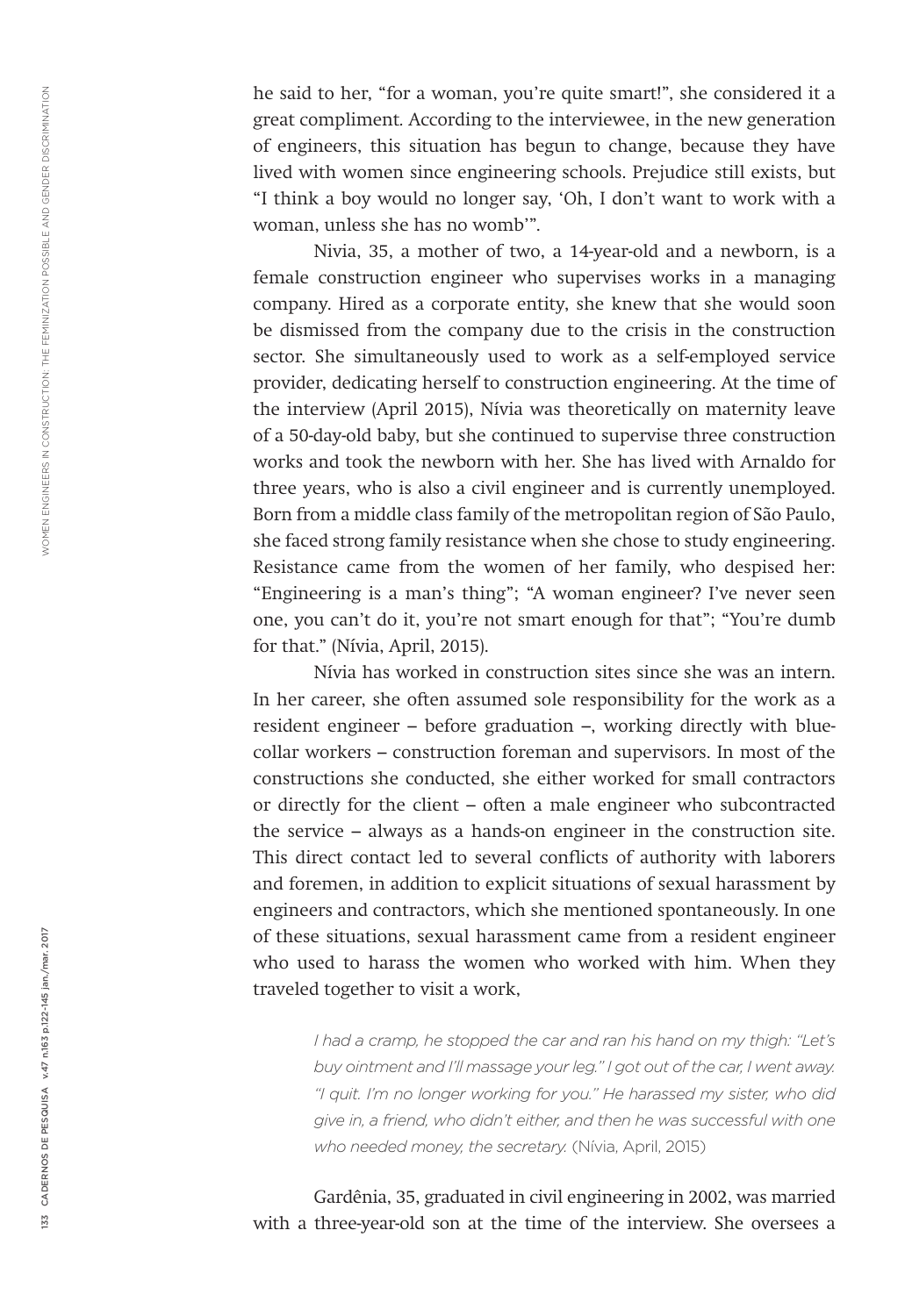he said to her, "for a woman, you're quite smart!", she considered it a great compliment. According to the interviewee, in the new generation of engineers, this situation has begun to change, because they have lived with women since engineering schools. Prejudice still exists, but "I think a boy would no longer say, 'Oh, I don't want to work with a woman, unless she has no womb'".

Nivia, 35, a mother of two, a 14-year-old and a newborn, is a female construction engineer who supervises works in a managing company. Hired as a corporate entity, she knew that she would soon be dismissed from the company due to the crisis in the construction sector. She simultaneously used to work as a self-employed service provider, dedicating herself to construction engineering. At the time of the interview (April 2015), Nívia was theoretically on maternity leave of a 50-day-old baby, but she continued to supervise three construction works and took the newborn with her. She has lived with Arnaldo for three years, who is also a civil engineer and is currently unemployed. Born from a middle class family of the metropolitan region of São Paulo, she faced strong family resistance when she chose to study engineering. Resistance came from the women of her family, who despised her: "Engineering is a man's thing"; "A woman engineer? I've never seen one, you can't do it, you're not smart enough for that"; "You're dumb for that." (Nívia, April, 2015).

Nívia has worked in construction sites since she was an intern. In her career, she often assumed sole responsibility for the work as a resident engineer – before graduation –, working directly with blue-collar workers – construction foreman and supervisors. In most of the constructions she conducted, she either worked for small contractors or directly for the client – often a male engineer who subcontracted the service – always as a hands-on engineer in the construction site. This direct contact led to several conflicts of authority with laborers and foremen, in addition to explicit situations of sexual harassment by engineers and contractors, which she mentioned spontaneously. In one of these situations, sexual harassment came from a resident engineer who used to harass the women who worked with him. When they traveled together to visit a work,

> *I had a cramp, he stopped the car and ran his hand on my thigh: "Let's buy ointment and I'll massage your leg." I got out of the car, I went away. "I quit. I'm no longer working for you." He harassed my sister, who did give in, a friend, who didn't either, and then he was successful with one who needed money, the secretary.* (Nívia, April, 2015)

Gardênia, 35, graduated in civil engineering in 2002, was married with a three-year-old son at the time of the interview. She oversees a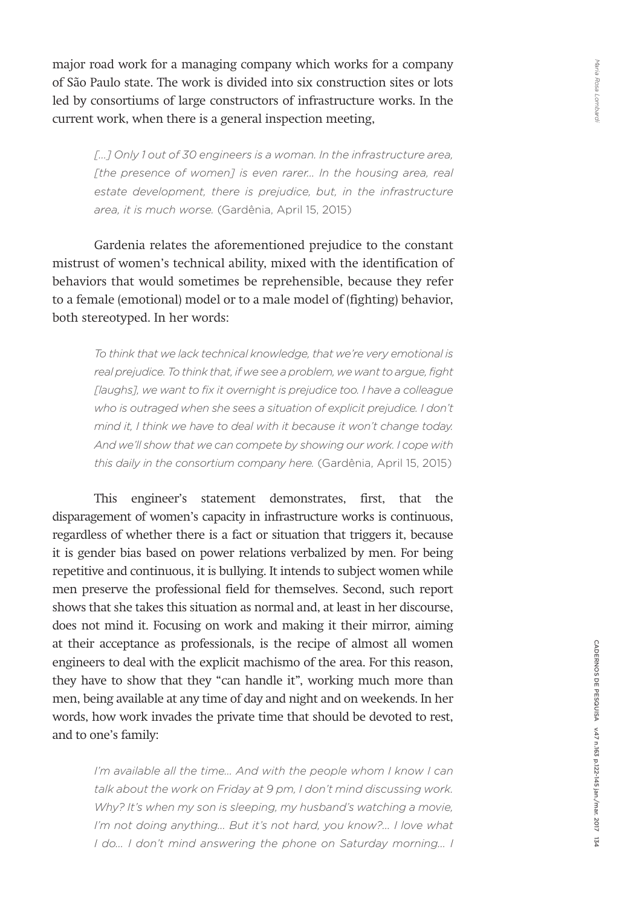major road work for a managing company which works for a company of São Paulo state. The work is divided into six construction sites or lots led by consortiums of large constructors of infrastructure works. In the current work, when there is a general inspection meeting,

> *[...] Only 1 out of 30 engineers is a woman. In the infrastructure area, [the presence of women] is even rarer... In the housing area, real estate development, there is prejudice, but, in the infrastructure area, it is much worse.* (Gardênia, April 15, 2015)

Gardenia relates the aforementioned prejudice to the constant mistrust of women's technical ability, mixed with the identification of behaviors that would sometimes be reprehensible, because they refer to a female (emotional) model or to a male model of (fighting) behavior, both stereotyped. In her words:

> *To think that we lack technical knowledge, that we're very emotional is real prejudice. To think that, if we see a problem, we want to argue, fight [laughs], we want to fix it overnight is prejudice too. I have a colleague who is outraged when she sees a situation of explicit prejudice. I don't mind it, I think we have to deal with it because it won't change today. And we'll show that we can compete by showing our work. I cope with this daily in the consortium company here.* (Gardênia, April 15, 2015)

This engineer's statement demonstrates, first, that the disparagement of women's capacity in infrastructure works is continuous, regardless of whether there is a fact or situation that triggers it, because it is gender bias based on power relations verbalized by men. For being repetitive and continuous, it is bullying. It intends to subject women while men preserve the professional field for themselves. Second, such report shows that she takes this situation as normal and, at least in her discourse, does not mind it. Focusing on work and making it their mirror, aiming at their acceptance as professionals, is the recipe of almost all women engineers to deal with the explicit machismo of the area. For this reason, they have to show that they "can handle it", working much more than men, being available at any time of day and night and on weekends. In her words, how work invades the private time that should be devoted to rest, and to one's family:

> *I'm available all the time... And with the people whom I know I can talk about the work on Friday at 9 pm, I don't mind discussing work. Why? It's when my son is sleeping, my husband's watching a movie, I'm not doing anything... But it's not hard, you know?... I love what I do... I don't mind answering the phone on Saturday morning... I*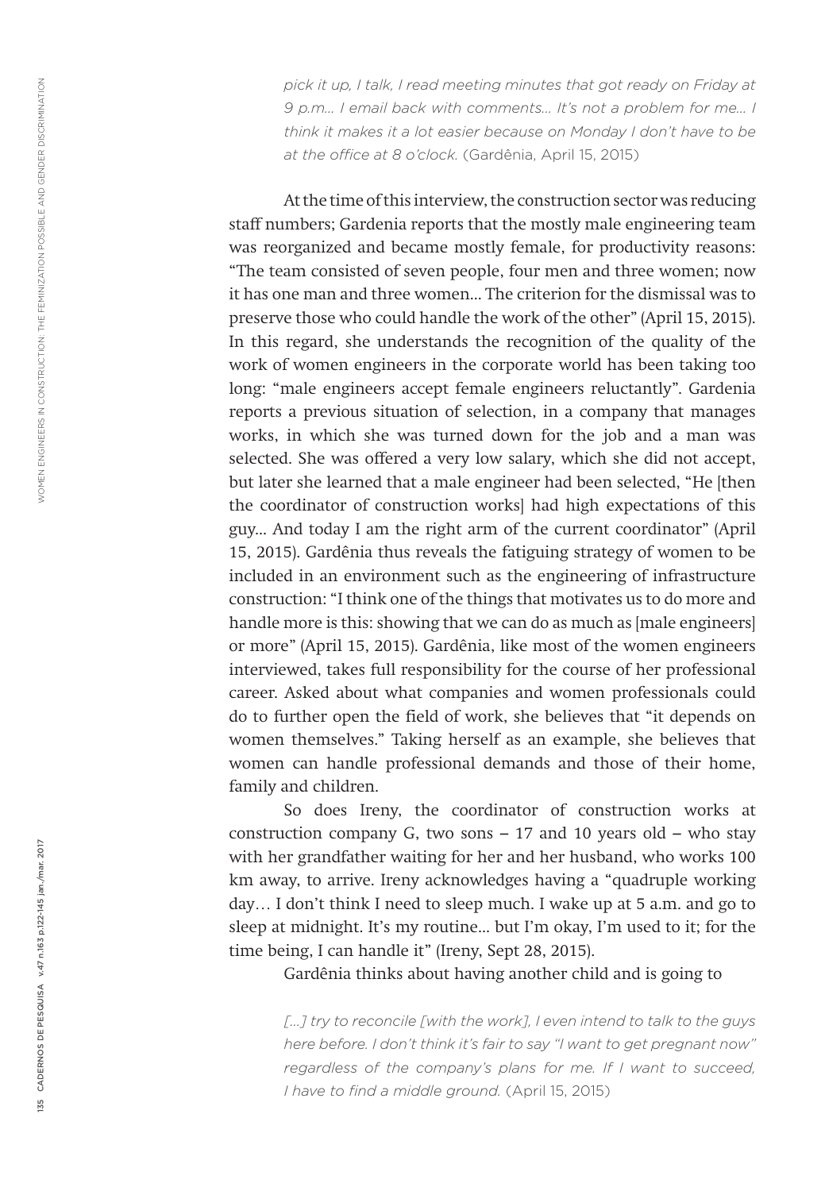*pick it up, I talk, I read meeting minutes that got ready on Friday at 9 p.m... I email back with comments... It's not a problem for me... I think it makes it a lot easier because on Monday I don't have to be at the office at 8 o'clock.* (Gardênia, April 15, 2015)

At the time of this interview, the construction sector was reducing staff numbers; Gardenia reports that the mostly male engineering team was reorganized and became mostly female, for productivity reasons: "The team consisted of seven people, four men and three women; now it has one man and three women... The criterion for the dismissal was to preserve those who could handle the work of the other" (April 15, 2015). In this regard, she understands the recognition of the quality of the work of women engineers in the corporate world has been taking too long: "male engineers accept female engineers reluctantly". Gardenia reports a previous situation of selection, in a company that manages works, in which she was turned down for the job and a man was selected. She was offered a very low salary, which she did not accept, but later she learned that a male engineer had been selected, "He [then the coordinator of construction works] had high expectations of this guy... And today I am the right arm of the current coordinator" (April 15, 2015). Gardênia thus reveals the fatiguing strategy of women to be included in an environment such as the engineering of infrastructure construction: "I think one of the things that motivates us to do more and handle more is this: showing that we can do as much as [male engineers] or more" (April 15, 2015). Gardênia, like most of the women engineers interviewed, takes full responsibility for the course of her professional career. Asked about what companies and women professionals could do to further open the field of work, she believes that "it depends on women themselves." Taking herself as an example, she believes that women can handle professional demands and those of their home, family and children.

So does Ireny, the coordinator of construction works at construction company G, two sons – 17 and 10 years old – who stay with her grandfather waiting for her and her husband, who works 100 km away, to arrive. Ireny acknowledges having a "quadruple working day… I don't think I need to sleep much. I wake up at 5 a.m. and go to sleep at midnight. It's my routine... but I'm okay, I'm used to it; for the time being, I can handle it" (Ireny, Sept 28, 2015).

Gardênia thinks about having another child and is going to

*[...] try to reconcile [with the work], I even intend to talk to the guys here before. I don't think it's fair to say "I want to get pregnant now" regardless of the company's plans for me. If I want to succeed, I have to find a middle ground.* (April 15, 2015)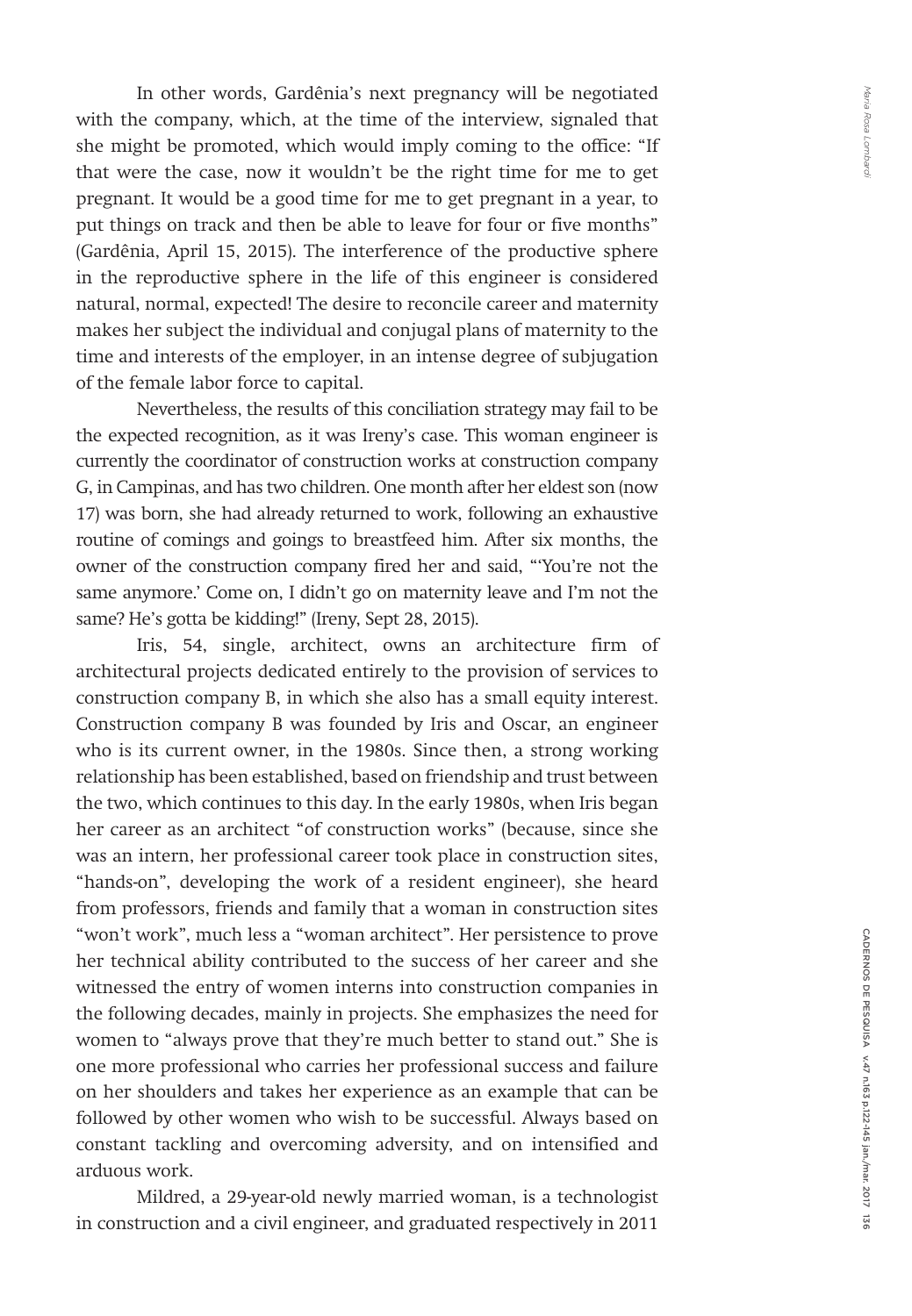In other words, Gardênia's next pregnancy will be negotiated with the company, which, at the time of the interview, signaled that she might be promoted, which would imply coming to the office: "If that were the case, now it wouldn't be the right time for me to get pregnant. It would be a good time for me to get pregnant in a year, to put things on track and then be able to leave for four or five months" (Gardênia, April 15, 2015). The interference of the productive sphere in the reproductive sphere in the life of this engineer is considered natural, normal, expected! The desire to reconcile career and maternity makes her subject the individual and conjugal plans of maternity to the time and interests of the employer, in an intense degree of subjugation of the female labor force to capital.

Nevertheless, the results of this conciliation strategy may fail to be the expected recognition, as it was Ireny's case. This woman engineer is currently the coordinator of construction works at construction company G, in Campinas, and has two children. One month after her eldest son (now 17) was born, she had already returned to work, following an exhaustive routine of comings and goings to breastfeed him. After six months, the owner of the construction company fired her and said, "'You're not the same anymore.' Come on, I didn't go on maternity leave and I'm not the same? He's gotta be kidding!" (Ireny, Sept 28, 2015).

Iris, 54, single, architect, owns an architecture firm of architectural projects dedicated entirely to the provision of services to construction company B, in which she also has a small equity interest. Construction company B was founded by Iris and Oscar, an engineer who is its current owner, in the 1980s. Since then, a strong working relationship has been established, based on friendship and trust between the two, which continues to this day. In the early 1980s, when Iris began her career as an architect "of construction works" (because, since she was an intern, her professional career took place in construction sites, "hands-on", developing the work of a resident engineer), she heard from professors, friends and family that a woman in construction sites "won't work", much less a "woman architect". Her persistence to prove her technical ability contributed to the success of her career and she witnessed the entry of women interns into construction companies in the following decades, mainly in projects. She emphasizes the need for women to "always prove that they're much better to stand out." She is one more professional who carries her professional success and failure on her shoulders and takes her experience as an example that can be followed by other women who wish to be successful. Always based on constant tackling and overcoming adversity, and on intensified and arduous work.

Mildred, a 29-year-old newly married woman, is a technologist in construction and a civil engineer, and graduated respectively in 2011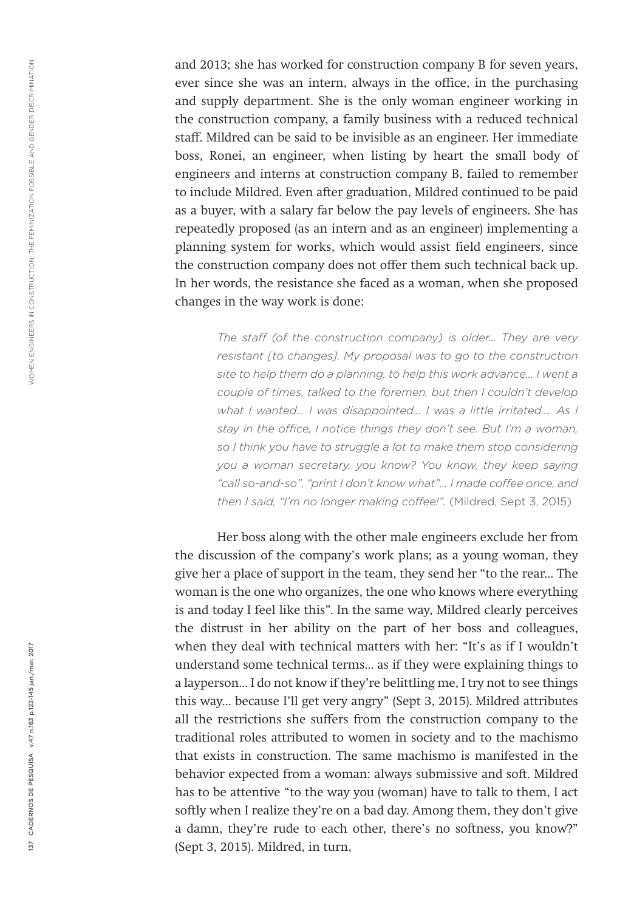and 2013; she has worked for construction company B for seven years, ever since she was an intern, always in the office, in the purchasing and supply department. She is the only woman engineer working in the construction company, a family business with a reduced technical staff. Mildred can be said to be invisible as an engineer. Her immediate boss, Ronei, an engineer, when listing by heart the small body of engineers and interns at construction company B, failed to remember to include Mildred. Even after graduation, Mildred continued to be paid as a buyer, with a salary far below the pay levels of engineers. She has repeatedly proposed (as an intern and as an engineer) implementing a planning system for works, which would assist field engineers, since the construction company does not offer them such technical back up. In her words, the resistance she faced as a woman, when she proposed changes in the way work is done:

> *The staff (of the construction company) is older... They are very resistant [to changes]. My proposal was to go to the construction site to help them do a planning, to help this work advance... I went a couple of times, talked to the foremen, but then I couldn't develop what I wanted... I was disappointed... I was a little irritated.... As I stay in the office, I notice things they don't see. But I'm a woman, so I think you have to struggle a lot to make them stop considering you a woman secretary, you know? You know, they keep saying "call so-and-so", "print I don't know what"... I made coffee once, and then I said, "I'm no longer making coffee!".* (Mildred, Sept 3, 2015)

Her boss along with the other male engineers exclude her from the discussion of the company's work plans; as a young woman, they give her a place of support in the team, they send her "to the rear... The woman is the one who organizes, the one who knows where everything is and today I feel like this". In the same way, Mildred clearly perceives the distrust in her ability on the part of her boss and colleagues, when they deal with technical matters with her: "It's as if I wouldn't understand some technical terms... as if they were explaining things to a layperson... I do not know if they're belittling me, I try not to see things this way... because I'll get very angry" (Sept 3, 2015). Mildred attributes all the restrictions she suffers from the construction company to the traditional roles attributed to women in society and to the machismo that exists in construction. The same machismo is manifested in the behavior expected from a woman: always submissive and soft. Mildred has to be attentive "to the way you (woman) have to talk to them, I act softly when I realize they're on a bad day. Among them, they don't give a damn, they're rude to each other, there's no softness, you know?" (Sept 3, 2015). Mildred, in turn,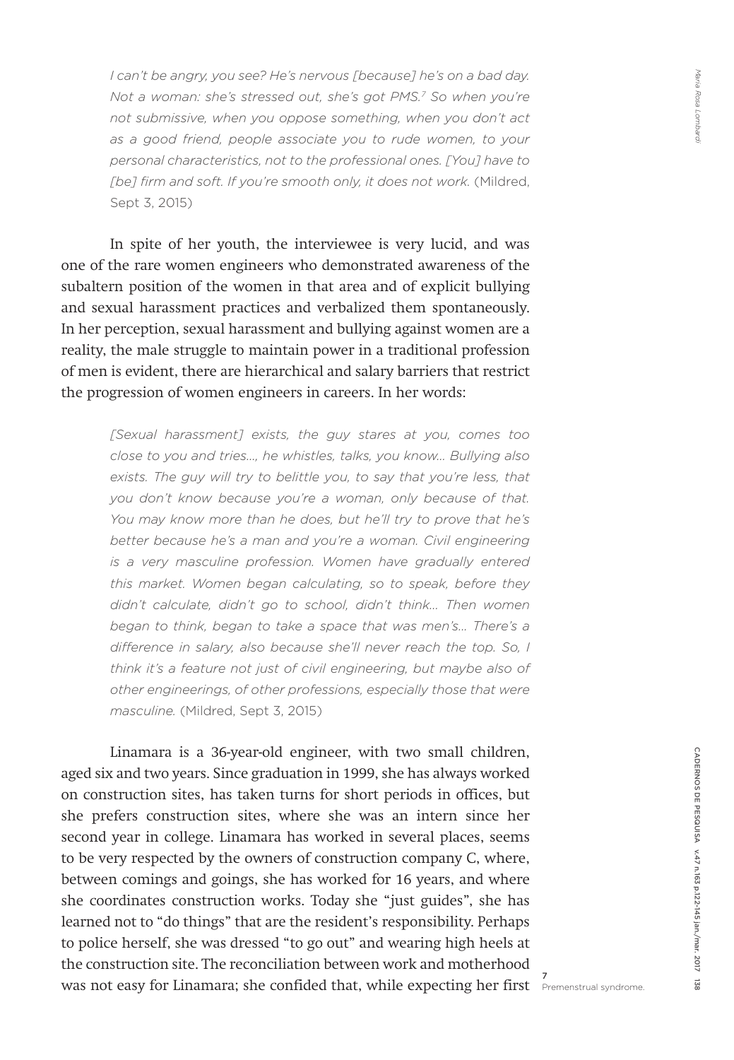*I can't be angry, you see? He's nervous [because] he's on a bad day. Not a woman: she's stressed out, she's got PMS.*[7] *So when you're not submissive, when you oppose something, when you don't act as a good friend, people associate you to rude women, to your personal characteristics, not to the professional ones. [You] have to [be] firm and soft. If you're smooth only, it does not work.* (Mildred, Sept 3, 2015)

In spite of her youth, the interviewee is very lucid, and was one of the rare women engineers who demonstrated awareness of the subaltern position of the women in that area and of explicit bullying and sexual harassment practices and verbalized them spontaneously. In her perception, sexual harassment and bullying against women are a reality, the male struggle to maintain power in a traditional profession of men is evident, there are hierarchical and salary barriers that restrict the progression of women engineers in careers. In her words:

*[Sexual harassment] exists, the guy stares at you, comes too close to you and tries..., he whistles, talks, you know... Bullying also exists. The guy will try to belittle you, to say that you're less, that you don't know because you're a woman, only because of that. You may know more than he does, but he'll try to prove that he's better because he's a man and you're a woman. Civil engineering is a very masculine profession. Women have gradually entered this market. Women began calculating, so to speak, before they didn't calculate, didn't go to school, didn't think... Then women began to think, began to take a space that was men's... There's a difference in salary, also because she'll never reach the top. So, I think it's a feature not just of civil engineering, but maybe also of other engineerings, of other professions, especially those that were masculine.* (Mildred, Sept 3, 2015)

Linamara is a 36-year-old engineer, with two small children, aged six and two years. Since graduation in 1999, she has always worked on construction sites, has taken turns for short periods in offices, but she prefers construction sites, where she was an intern since her second year in college. Linamara has worked in several places, seems to be very respected by the owners of construction company C, where, between comings and goings, she has worked for 16 years, and where she coordinates construction works. Today she "just guides", she has learned not to "do things" that are the resident's responsibility. Perhaps to police herself, she was dressed "to go out" and wearing high heels at the construction site. The reconciliation between work and motherhood was not easy for Linamara; she confided that, while expecting her first

7 Premenstrual syndrome.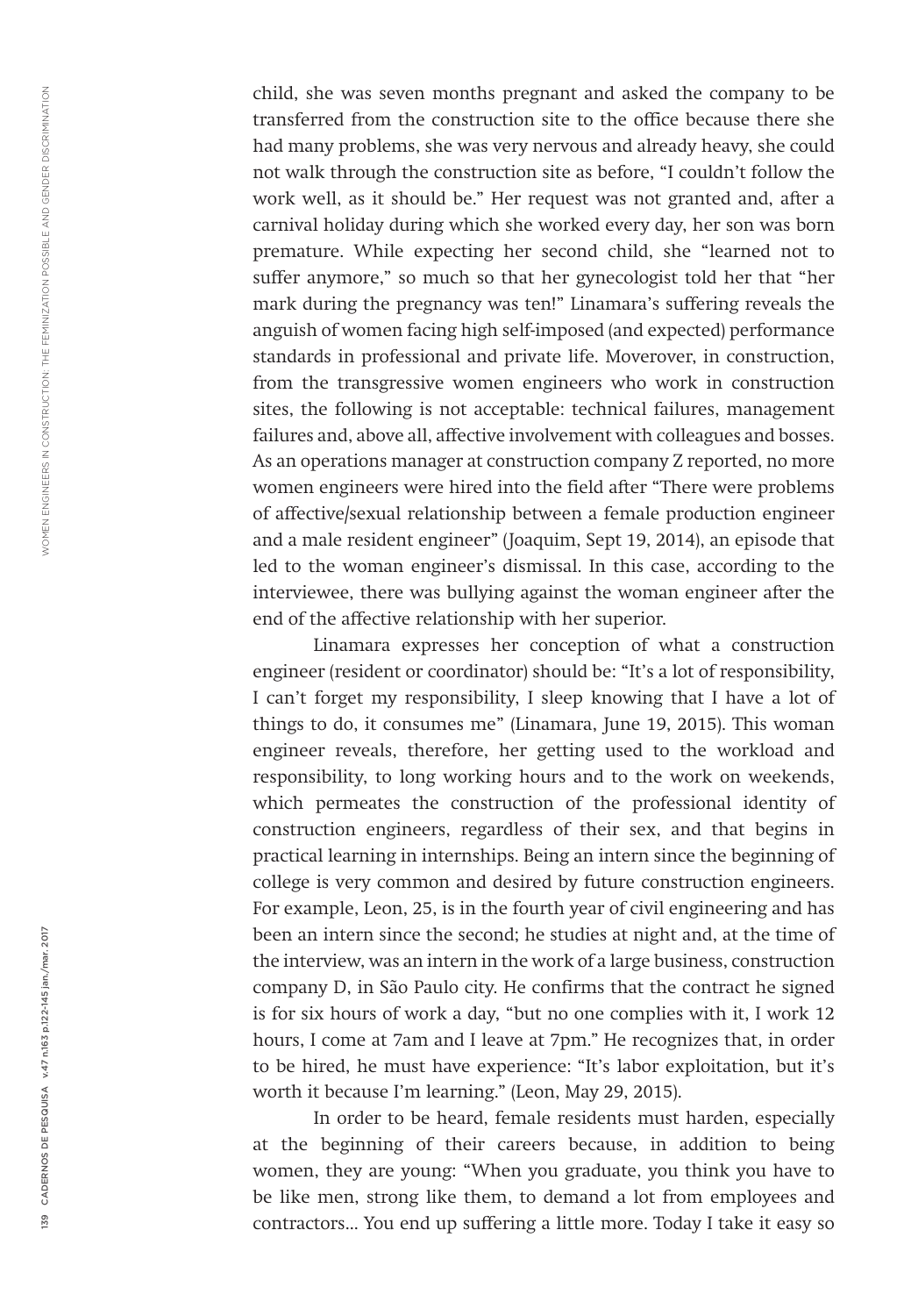child, she was seven months pregnant and asked the company to be transferred from the construction site to the office because there she had many problems, she was very nervous and already heavy, she could not walk through the construction site as before, "I couldn't follow the work well, as it should be." Her request was not granted and, after a carnival holiday during which she worked every day, her son was born premature. While expecting her second child, she "learned not to suffer anymore," so much so that her gynecologist told her that "her mark during the pregnancy was ten!" Linamara's suffering reveals the anguish of women facing high self-imposed (and expected) performance standards in professional and private life. Moverover, in construction, from the transgressive women engineers who work in construction sites, the following is not acceptable: technical failures, management failures and, above all, affective involvement with colleagues and bosses. As an operations manager at construction company Z reported, no more women engineers were hired into the field after "There were problems of affective/sexual relationship between a female production engineer and a male resident engineer" (Joaquim, Sept 19, 2014), an episode that led to the woman engineer's dismissal. In this case, according to the interviewee, there was bullying against the woman engineer after the end of the affective relationship with her superior.

Linamara expresses her conception of what a construction engineer (resident or coordinator) should be: "It's a lot of responsibility, I can't forget my responsibility, I sleep knowing that I have a lot of things to do, it consumes me" (Linamara, June 19, 2015). This woman engineer reveals, therefore, her getting used to the workload and responsibility, to long working hours and to the work on weekends, which permeates the construction of the professional identity of construction engineers, regardless of their sex, and that begins in practical learning in internships. Being an intern since the beginning of college is very common and desired by future construction engineers. For example, Leon, 25, is in the fourth year of civil engineering and has been an intern since the second; he studies at night and, at the time of the interview, was an intern in the work of a large business, construction company D, in São Paulo city. He confirms that the contract he signed is for six hours of work a day, "but no one complies with it, I work 12 hours, I come at 7am and I leave at 7pm." He recognizes that, in order to be hired, he must have experience: "It's labor exploitation, but it's worth it because I'm learning." (Leon, May 29, 2015).

In order to be heard, female residents must harden, especially at the beginning of their careers because, in addition to being women, they are young: "When you graduate, you think you have to be like men, strong like them, to demand a lot from employees and contractors... You end up suffering a little more. Today I take it easy so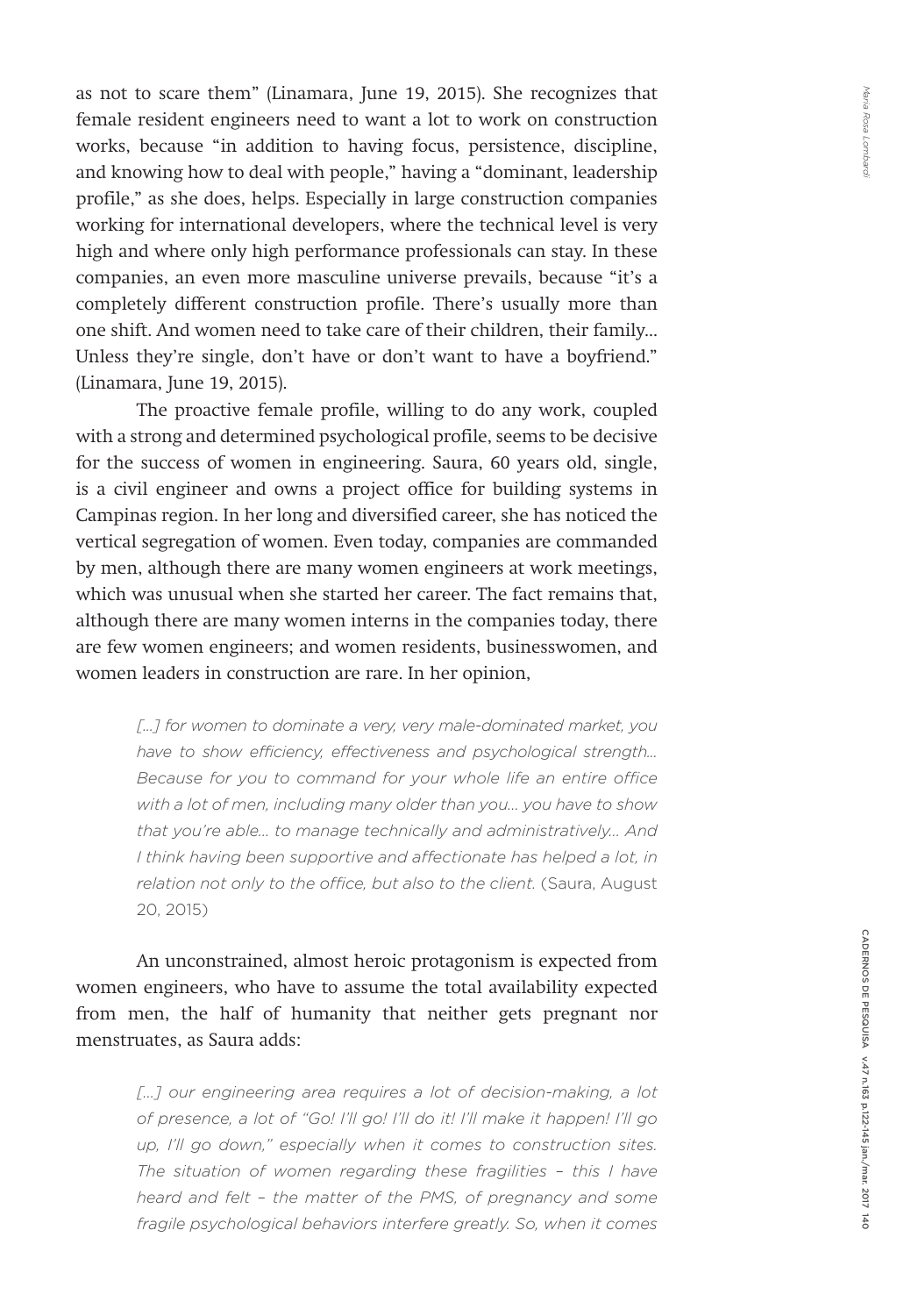as not to scare them" (Linamara, June 19, 2015). She recognizes that female resident engineers need to want a lot to work on construction works, because "in addition to having focus, persistence, discipline, and knowing how to deal with people," having a "dominant, leadership profile," as she does, helps. Especially in large construction companies working for international developers, where the technical level is very high and where only high performance professionals can stay. In these companies, an even more masculine universe prevails, because "it's a completely different construction profile. There's usually more than one shift. And women need to take care of their children, their family... Unless they're single, don't have or don't want to have a boyfriend." (Linamara, June 19, 2015).

The proactive female profile, willing to do any work, coupled with a strong and determined psychological profile, seems to be decisive for the success of women in engineering. Saura, 60 years old, single, is a civil engineer and owns a project office for building systems in Campinas region. In her long and diversified career, she has noticed the vertical segregation of women. Even today, companies are commanded by men, although there are many women engineers at work meetings, which was unusual when she started her career. The fact remains that, although there are many women interns in the companies today, there are few women engineers; and women residents, businesswomen, and women leaders in construction are rare. In her opinion,

> *[...] for women to dominate a very, very male-dominated market, you have to show efficiency, effectiveness and psychological strength... Because for you to command for your whole life an entire office with a lot of men, including many older than you... you have to show that you're able... to manage technically and administratively... And I think having been supportive and affectionate has helped a lot, in relation not only to the office, but also to the client.* (Saura, August 20, 2015)

An unconstrained, almost heroic protagonism is expected from women engineers, who have to assume the total availability expected from men, the half of humanity that neither gets pregnant nor menstruates, as Saura adds:

> *[...] our engineering area requires a lot of decision-making, a lot of presence, a lot of "Go! I'll go! I'll do it! I'll make it happen! I'll go up, I'll go down," especially when it comes to construction sites. The situation of women regarding these fragilities – this I have heard and felt – the matter of the PMS, of pregnancy and some fragile psychological behaviors interfere greatly. So, when it comes*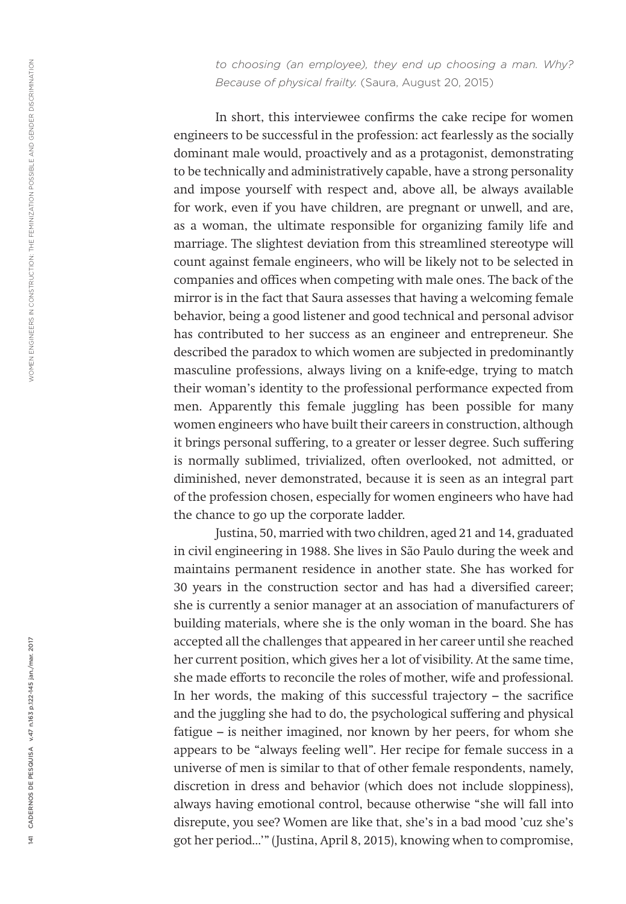*to choosing (an employee), they end up choosing a man. Why? Because of physical frailty.* (Saura, August 20, 2015)

In short, this interviewee confirms the cake recipe for women engineers to be successful in the profession: act fearlessly as the socially dominant male would, proactively and as a protagonist, demonstrating to be technically and administratively capable, have a strong personality and impose yourself with respect and, above all, be always available for work, even if you have children, are pregnant or unwell, and are, as a woman, the ultimate responsible for organizing family life and marriage. The slightest deviation from this streamlined stereotype will count against female engineers, who will be likely not to be selected in companies and offices when competing with male ones. The back of the mirror is in the fact that Saura assesses that having a welcoming female behavior, being a good listener and good technical and personal advisor has contributed to her success as an engineer and entrepreneur. She described the paradox to which women are subjected in predominantly masculine professions, always living on a knife-edge, trying to match their woman's identity to the professional performance expected from men. Apparently this female juggling has been possible for many women engineers who have built their careers in construction, although it brings personal suffering, to a greater or lesser degree. Such suffering is normally sublimed, trivialized, often overlooked, not admitted, or diminished, never demonstrated, because it is seen as an integral part of the profession chosen, especially for women engineers who have had the chance to go up the corporate ladder.

Justina, 50, married with two children, aged 21 and 14, graduated in civil engineering in 1988. She lives in São Paulo during the week and maintains permanent residence in another state. She has worked for 30 years in the construction sector and has had a diversified career; she is currently a senior manager at an association of manufacturers of building materials, where she is the only woman in the board. She has accepted all the challenges that appeared in her career until she reached her current position, which gives her a lot of visibility. At the same time, she made efforts to reconcile the roles of mother, wife and professional. In her words, the making of this successful trajectory – the sacrifice and the juggling she had to do, the psychological suffering and physical fatigue – is neither imagined, nor known by her peers, for whom she appears to be "always feeling well". Her recipe for female success in a universe of men is similar to that of other female respondents, namely, discretion in dress and behavior (which does not include sloppiness), always having emotional control, because otherwise "she will fall into disrepute, you see? Women are like that, she's in a bad mood 'cuz she's got her period…'" (Justina, April 8, 2015), knowing when to compromise,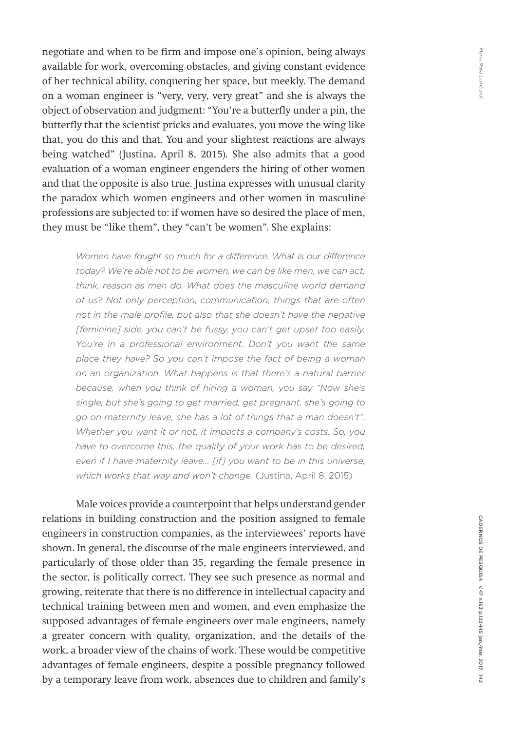negotiate and when to be firm and impose one's opinion, being always available for work, overcoming obstacles, and giving constant evidence of her technical ability, conquering her space, but meekly. The demand on a woman engineer is "very, very, very great" and she is always the object of observation and judgment: "You're a butterfly under a pin, the butterfly that the scientist pricks and evaluates, you move the wing like that, you do this and that. You and your slightest reactions are always being watched" (Justina, April 8, 2015). She also admits that a good evaluation of a woman engineer engenders the hiring of other women and that the opposite is also true. Justina expresses with unusual clarity the paradox which women engineers and other women in masculine professions are subjected to: if women have so desired the place of men, they must be "like them", they "can't be women". She explains:

> *Women have fought so much for a difference. What is our difference today? We're able not to be women, we can be like men, we can act, think, reason as men do. What does the masculine world demand of us? Not only perception, communication, things that are often not in the male profile, but also that she doesn't have the negative [feminine] side, you can't be fussy, you can't get upset too easily. You're in a professional environment. Don't you want the same place they have? So you can't impose the fact of being a woman on an organization. What happens is that there's a natural barrier because, when you think of hiring a woman, you say "Now she's single, but she's going to get married, get pregnant, she's going to go on maternity leave, she has a lot of things that a man doesn't". Whether you want it or not, it impacts a company's costs. So, you have to overcome this, the quality of your work has to be desired, even if I have maternity leave... [if] you want to be in this universe, which works that way and won't change.* (Justina, April 8, 2015)

Male voices provide a counterpoint that helps understand gender relations in building construction and the position assigned to female engineers in construction companies, as the interviewees' reports have shown. In general, the discourse of the male engineers interviewed, and particularly of those older than 35, regarding the female presence in the sector, is politically correct. They see such presence as normal and growing, reiterate that there is no difference in intellectual capacity and technical training between men and women, and even emphasize the supposed advantages of female engineers over male engineers, namely a greater concern with quality, organization, and the details of the work, a broader view of the chains of work. These would be competitive advantages of female engineers, despite a possible pregnancy followed by a temporary leave from work, absences due to children and family's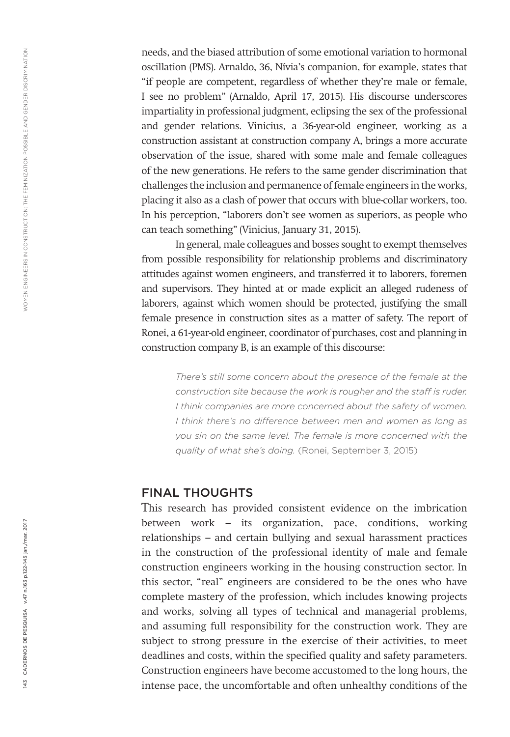needs, and the biased attribution of some emotional variation to hormonal oscillation (PMS). Arnaldo, 36, Nívia's companion, for example, states that "if people are competent, regardless of whether they're male or female, I see no problem" (Arnaldo, April 17, 2015). His discourse underscores impartiality in professional judgment, eclipsing the sex of the professional and gender relations. Vinicius, a 36-year-old engineer, working as a construction assistant at construction company A, brings a more accurate observation of the issue, shared with some male and female colleagues of the new generations. He refers to the same gender discrimination that challenges the inclusion and permanence of female engineers in the works, placing it also as a clash of power that occurs with blue-collar workers, too. In his perception, "laborers don't see women as superiors, as people who can teach something" (Vinicius, January 31, 2015).

In general, male colleagues and bosses sought to exempt themselves from possible responsibility for relationship problems and discriminatory attitudes against women engineers, and transferred it to laborers, foremen and supervisors. They hinted at or made explicit an alleged rudeness of laborers, against which women should be protected, justifying the small female presence in construction sites as a matter of safety. The report of Ronei, a 61-year-old engineer, coordinator of purchases, cost and planning in construction company B, is an example of this discourse:

> *There's still some concern about the presence of the female at the construction site because the work is rougher and the staff is ruder. I think companies are more concerned about the safety of women. I think there's no difference between men and women as long as you sin on the same level. The female is more concerned with the quality of what she's doing.* (Ronei, September 3, 2015)

## FINAL THOUGHTS

This research has provided consistent evidence on the imbrication between work – its organization, pace, conditions, working relationships – and certain bullying and sexual harassment practices in the construction of the professional identity of male and female construction engineers working in the housing construction sector. In this sector, "real" engineers are considered to be the ones who have complete mastery of the profession, which includes knowing projects and works, solving all types of technical and managerial problems, and assuming full responsibility for the construction work. They are subject to strong pressure in the exercise of their activities, to meet deadlines and costs, within the specified quality and safety parameters. Construction engineers have become accustomed to the long hours, the intense pace, the uncomfortable and often unhealthy conditions of the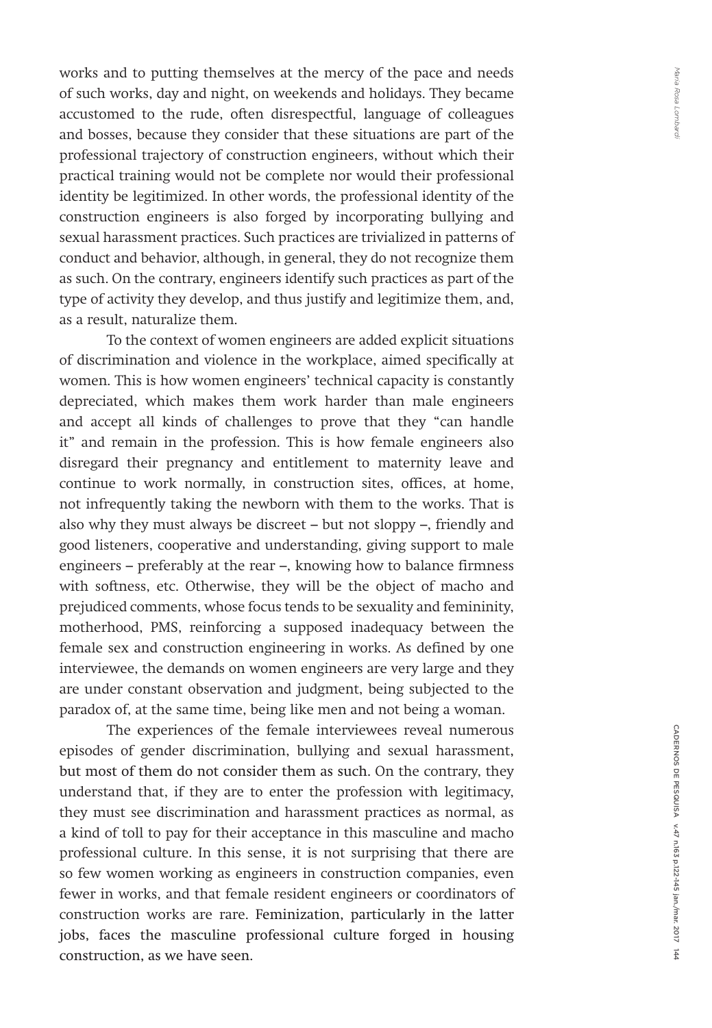works and to putting themselves at the mercy of the pace and needs of such works, day and night, on weekends and holidays. They became accustomed to the rude, often disrespectful, language of colleagues and bosses, because they consider that these situations are part of the professional trajectory of construction engineers, without which their practical training would not be complete nor would their professional identity be legitimized. In other words, the professional identity of the construction engineers is also forged by incorporating bullying and sexual harassment practices. Such practices are trivialized in patterns of conduct and behavior, although, in general, they do not recognize them as such. On the contrary, engineers identify such practices as part of the type of activity they develop, and thus justify and legitimize them, and, as a result, naturalize them.

To the context of women engineers are added explicit situations of discrimination and violence in the workplace, aimed specifically at women. This is how women engineers' technical capacity is constantly depreciated, which makes them work harder than male engineers and accept all kinds of challenges to prove that they "can handle it" and remain in the profession. This is how female engineers also disregard their pregnancy and entitlement to maternity leave and continue to work normally, in construction sites, offices, at home, not infrequently taking the newborn with them to the works. That is also why they must always be discreet – but not sloppy –, friendly and good listeners, cooperative and understanding, giving support to male engineers – preferably at the rear –, knowing how to balance firmness with softness, etc. Otherwise, they will be the object of macho and prejudiced comments, whose focus tends to be sexuality and femininity, motherhood, PMS, reinforcing a supposed inadequacy between the female sex and construction engineering in works. As defined by one interviewee, the demands on women engineers are very large and they are under constant observation and judgment, being subjected to the paradox of, at the same time, being like men and not being a woman.

The experiences of the female interviewees reveal numerous episodes of gender discrimination, bullying and sexual harassment, but most of them do not consider them as such. On the contrary, they understand that, if they are to enter the profession with legitimacy, they must see discrimination and harassment practices as normal, as a kind of toll to pay for their acceptance in this masculine and macho professional culture. In this sense, it is not surprising that there are so few women working as engineers in construction companies, even fewer in works, and that female resident engineers or coordinators of construction works are rare. Feminization, particularly in the latter jobs, faces the masculine professional culture forged in housing construction, as we have seen.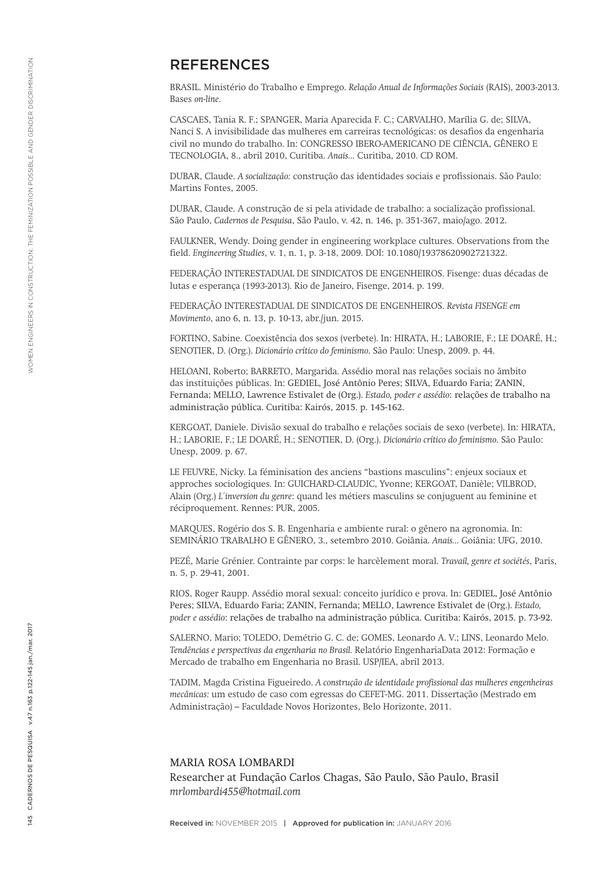## REFERENCES

BRASIL. Ministério do Trabalho e Emprego. *Relação Anual de Informações Sociais* (RAIS), 2003-2013. Bases *on-line*.

CASCAES, Tania R. F.; SPANGER, Maria Aparecida F. C.; CARVALHO, Marília G. de; SILVA, Nanci S. A invisibilidade das mulheres em carreiras tecnológicas: os desafios da engenharia civil no mundo do trabalho. In: CONGRESSO IBERO-AMERICANO DE CIÊNCIA, GÊNERO E TECNOLOGIA, 8., abril 2010, Curitiba. *Anais...* Curitiba, 2010. CD ROM.

DUBAR, Claude. *A socialização:* construção das identidades sociais e profissionais. São Paulo: Martins Fontes, 2005.

DUBAR, Claude. A construção de si pela atividade de trabalho: a socialização profissional. São Paulo, *Cadernos de Pesquisa*, São Paulo, v. 42, n. 146, p. 351-367, maio/ago. 2012.

FAULKNER, Wendy. Doing gender in engineering workplace cultures. Observations from the field. *Engineering Studies*, v. 1, n. 1, p. 3-18, 2009. DOI: 10.1080/19378620902721322.

FEDERAÇÃO INTERESTADUAL DE SINDICATOS DE ENGENHEIROS. Fisenge: duas décadas de lutas e esperança (1993-2013). Rio de Janeiro, Fisenge, 2014. p. 199.

FEDERAÇÃO INTERESTADUAL DE SINDICATOS DE ENGENHEIROS. *Revista FISENGE em Movimento*, ano 6, n. 13, p. 10-13, abr./jun. 2015.

FORTINO, Sabine. Coexistência dos sexos (verbete). In: HIRATA, H.; LABORIE, F.; LE DOARÉ, H.; SENOTIER, D. (Org.). *Dicionário crítico do feminismo*. São Paulo: Unesp, 2009. p. 44.

HELOANI, Roberto; BARRETO, Margarida. Assédio moral nas relações sociais no âmbito das instituições públicas. In: GEDIEL, José Antônio Peres; SILVA, Eduardo Faria; ZANIN, Fernanda; MELLO, Lawrence Estivalet de (Org.). *Estado, poder e assédio*: relações de trabalho na administração pública. Curitiba: Kairós, 2015. p. 145-162.

KERGOAT, Daniele. Divisão sexual do trabalho e relações sociais de sexo (verbete). In: HIRATA, H.; LABORIE, F.; LE DOARÉ, H.; SENOTIER, D. (Org.). *Dicionário crítico do feminismo*. São Paulo: Unesp, 2009. p. 67.

LE FEUVRE, Nicky. La féminisation des anciens "bastions masculins": enjeux sociaux et approches sociologiques. In: GUICHARD-CLAUDIC, Yvonne; KERGOAT, Danièle; VILBROD, Alain (Org.) *L´inversion du genre*: quand les métiers masculins se conjuguent au feminine et réciproquement. Rennes: PUR, 2005.

MARQUES, Rogério dos S. B. Engenharia e ambiente rural: o gênero na agronomia. In: SEMINÁRIO TRABALHO E GÊNERO, 3., setembro 2010. Goiânia. *Anais...* Goiânia: UFG, 2010.

PEZÉ, Marie Grénier. Contrainte par corps: le harcèlement moral. *Travail, genre et sociétés*, Paris, n. 5, p. 29-41, 2001.

RIOS, Roger Raupp. Assédio moral sexual: conceito jurídico e prova. In: GEDIEL, José Antônio Peres; SILVA, Eduardo Faria; ZANIN, Fernanda; MELLO, Lawrence Estivalet de (Org.). *Estado, poder e assédio*: relações de trabalho na administração pública. Curitiba: Kairós, 2015. p. 73-92.

SALERNO, Mario; TOLEDO, Demétrio G. C. de; GOMES, Leonardo A. V.; LINS, Leonardo Melo. *Tendências e perspectivas da engenharia no Brasil.* Relatório EngenhariaData 2012: Formação e Mercado de trabalho em Engenharia no Brasil. USP/IEA, abril 2013.

TADIM, Magda Cristina Figueiredo. *A construção de identidade profissional das mulheres engenheiras mecânicas:* um estudo de caso com egressas do CEFET-MG. 2011. Dissertação (Mestrado em Administração) – Faculdade Novos Horizontes, Belo Horizonte, 2011.

MARIA ROSA LOMBARDI
Researcher at Fundação Carlos Chagas, São Paulo, São Paulo, Brasil
*mrlombardi455@hotmail.com*

**Received in:** NOVEMBER 2015 | **Approved for publication in:** JANUARY 2016